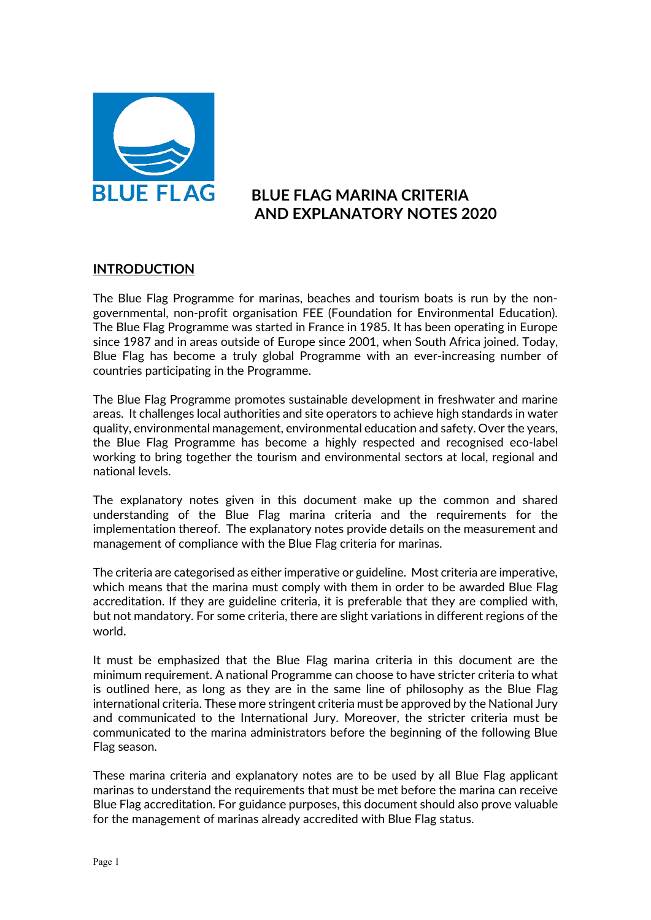# BLUE FLAG MARINA CRITERIA AND EXPLANATORY NOTES 2020

## INTRODUCTION

The Blue Flag Programme for marinas, beaches and tourism boats is run by the non-governmental, non-profit organisation FEE (Foundation for Environmental Education). The Blue Flag Programme was started in France in 1985. It has been operating in Europe since 1987 and in areas outside of Europe since 2001, when South Africa joined. Today, Blue Flag has become a truly global Programme with an ever-increasing number of countries participating in the Programme.

The Blue Flag Programme promotes sustainable development in freshwater and marine areas. It challenges local authorities and site operators to achieve high standards in water quality, environmental management, environmental education and safety. Over the years, the Blue Flag Programme has become a highly respected and recognised eco-label working to bring together the tourism and environmental sectors at local, regional and national levels.

The explanatory notes given in this document make up the common and shared understanding of the Blue Flag marina criteria and the requirements for the implementation thereof. The explanatory notes provide details on the measurement and management of compliance with the Blue Flag criteria for marinas.

The criteria are categorised as either imperative or guideline. Most criteria are imperative, which means that the marina must comply with them in order to be awarded Blue Flag accreditation. If they are guideline criteria, it is preferable that they are complied with, but not mandatory. For some criteria, there are slight variations in different regions of the world.

It must be emphasized that the Blue Flag marina criteria in this document are the minimum requirement. A national Programme can choose to have stricter criteria to what is outlined here, as long as they are in the same line of philosophy as the Blue Flag international criteria. These more stringent criteria must be approved by the National Jury and communicated to the International Jury. Moreover, the stricter criteria must be communicated to the marina administrators before the beginning of the following Blue Flag season.

These marina criteria and explanatory notes are to be used by all Blue Flag applicant marinas to understand the requirements that must be met before the marina can receive Blue Flag accreditation. For guidance purposes, this document should also prove valuable for the management of marinas already accredited with Blue Flag status.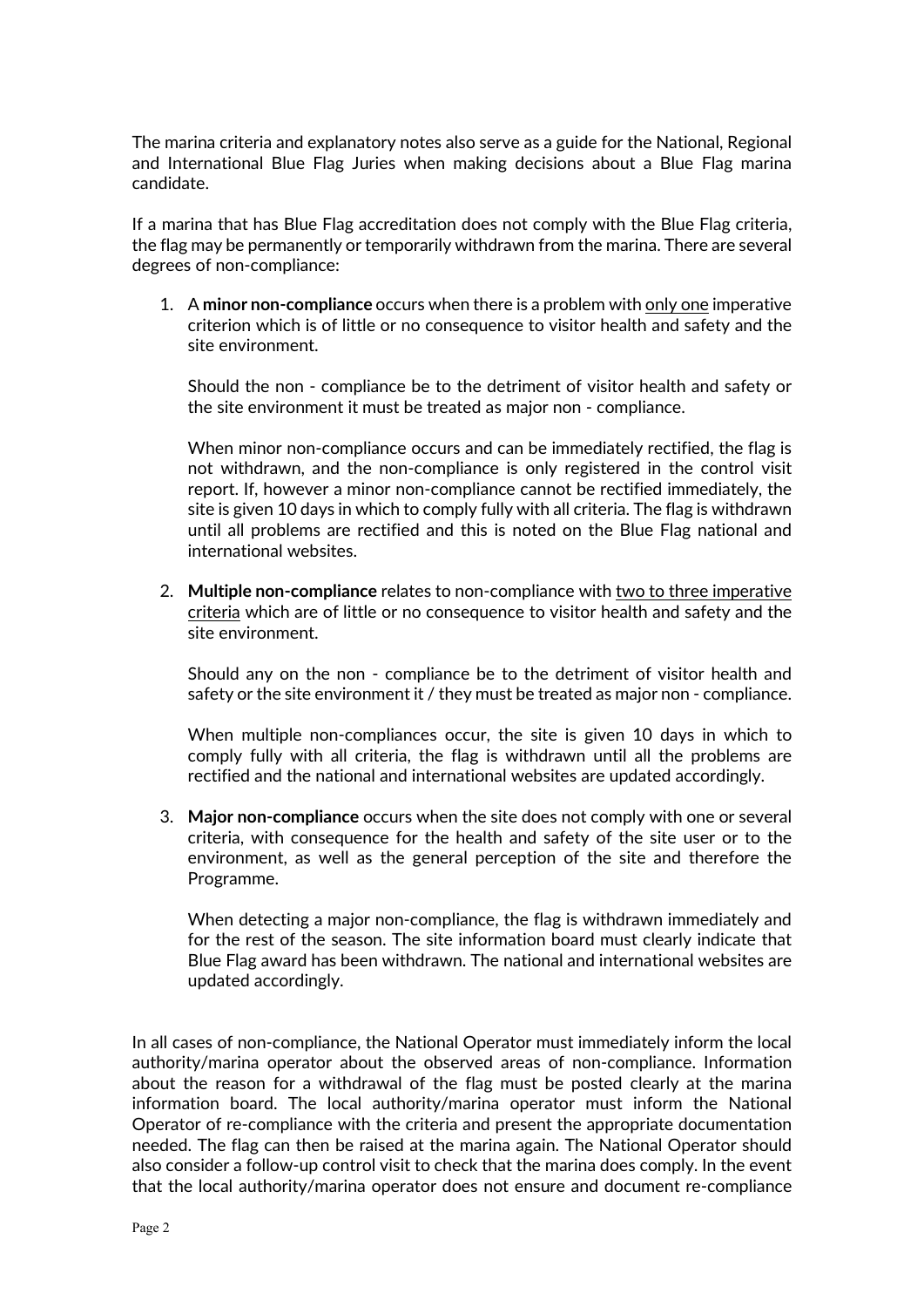The marina criteria and explanatory notes also serve as a guide for the National, Regional and International Blue Flag Juries when making decisions about a Blue Flag marina candidate.

If a marina that has Blue Flag accreditation does not comply with the Blue Flag criteria, the flag may be permanently or temporarily withdrawn from the marina. There are several degrees of non-compliance:

1. A **minor non-compliance** occurs when there is a problem with only one imperative criterion which is of little or no consequence to visitor health and safety and the site environment.

   Should the non - compliance be to the detriment of visitor health and safety or the site environment it must be treated as major non - compliance.

   When minor non-compliance occurs and can be immediately rectified, the flag is not withdrawn, and the non-compliance is only registered in the control visit report. If, however a minor non-compliance cannot be rectified immediately, the site is given 10 days in which to comply fully with all criteria. The flag is withdrawn until all problems are rectified and this is noted on the Blue Flag national and international websites.

2. **Multiple non-compliance** relates to non-compliance with two to three imperative criteria which are of little or no consequence to visitor health and safety and the site environment.

   Should any on the non - compliance be to the detriment of visitor health and safety or the site environment it / they must be treated as major non - compliance.

   When multiple non-compliances occur, the site is given 10 days in which to comply fully with all criteria, the flag is withdrawn until all the problems are rectified and the national and international websites are updated accordingly.

3. **Major non-compliance** occurs when the site does not comply with one or several criteria, with consequence for the health and safety of the site user or to the environment, as well as the general perception of the site and therefore the Programme.

   When detecting a major non-compliance, the flag is withdrawn immediately and for the rest of the season. The site information board must clearly indicate that Blue Flag award has been withdrawn. The national and international websites are updated accordingly.

In all cases of non-compliance, the National Operator must immediately inform the local authority/marina operator about the observed areas of non-compliance. Information about the reason for a withdrawal of the flag must be posted clearly at the marina information board. The local authority/marina operator must inform the National Operator of re-compliance with the criteria and present the appropriate documentation needed. The flag can then be raised at the marina again. The National Operator should also consider a follow-up control visit to check that the marina does comply. In the event that the local authority/marina operator does not ensure and document re-compliance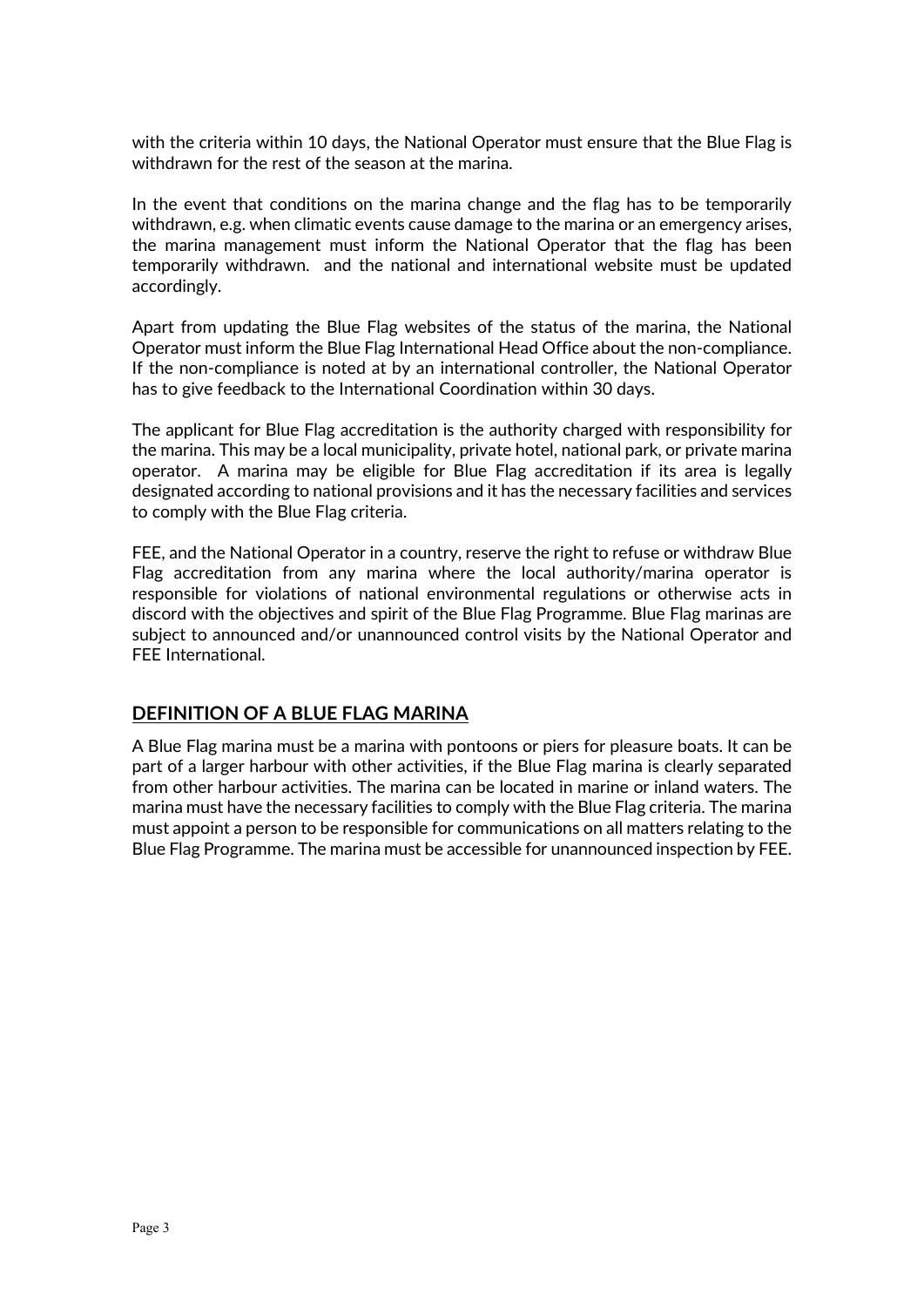with the criteria within 10 days, the National Operator must ensure that the Blue Flag is withdrawn for the rest of the season at the marina.

In the event that conditions on the marina change and the flag has to be temporarily withdrawn, e.g. when climatic events cause damage to the marina or an emergency arises, the marina management must inform the National Operator that the flag has been temporarily withdrawn.  and the national and international website must be updated accordingly.

Apart from updating the Blue Flag websites of the status of the marina, the National Operator must inform the Blue Flag International Head Office about the non-compliance. If the non-compliance is noted at by an international controller, the National Operator has to give feedback to the International Coordination within 30 days.

The applicant for Blue Flag accreditation is the authority charged with responsibility for the marina. This may be a local municipality, private hotel, national park, or private marina operator.  A marina may be eligible for Blue Flag accreditation if its area is legally designated according to national provisions and it has the necessary facilities and services to comply with the Blue Flag criteria.

FEE, and the National Operator in a country, reserve the right to refuse or withdraw Blue Flag accreditation from any marina where the local authority/marina operator is responsible for violations of national environmental regulations or otherwise acts in discord with the objectives and spirit of the Blue Flag Programme. Blue Flag marinas are subject to announced and/or unannounced control visits by the National Operator and FEE International.

## DEFINITION OF A BLUE FLAG MARINA

A Blue Flag marina must be a marina with pontoons or piers for pleasure boats. It can be part of a larger harbour with other activities, if the Blue Flag marina is clearly separated from other harbour activities. The marina can be located in marine or inland waters. The marina must have the necessary facilities to comply with the Blue Flag criteria. The marina must appoint a person to be responsible for communications on all matters relating to the Blue Flag Programme. The marina must be accessible for unannounced inspection by FEE.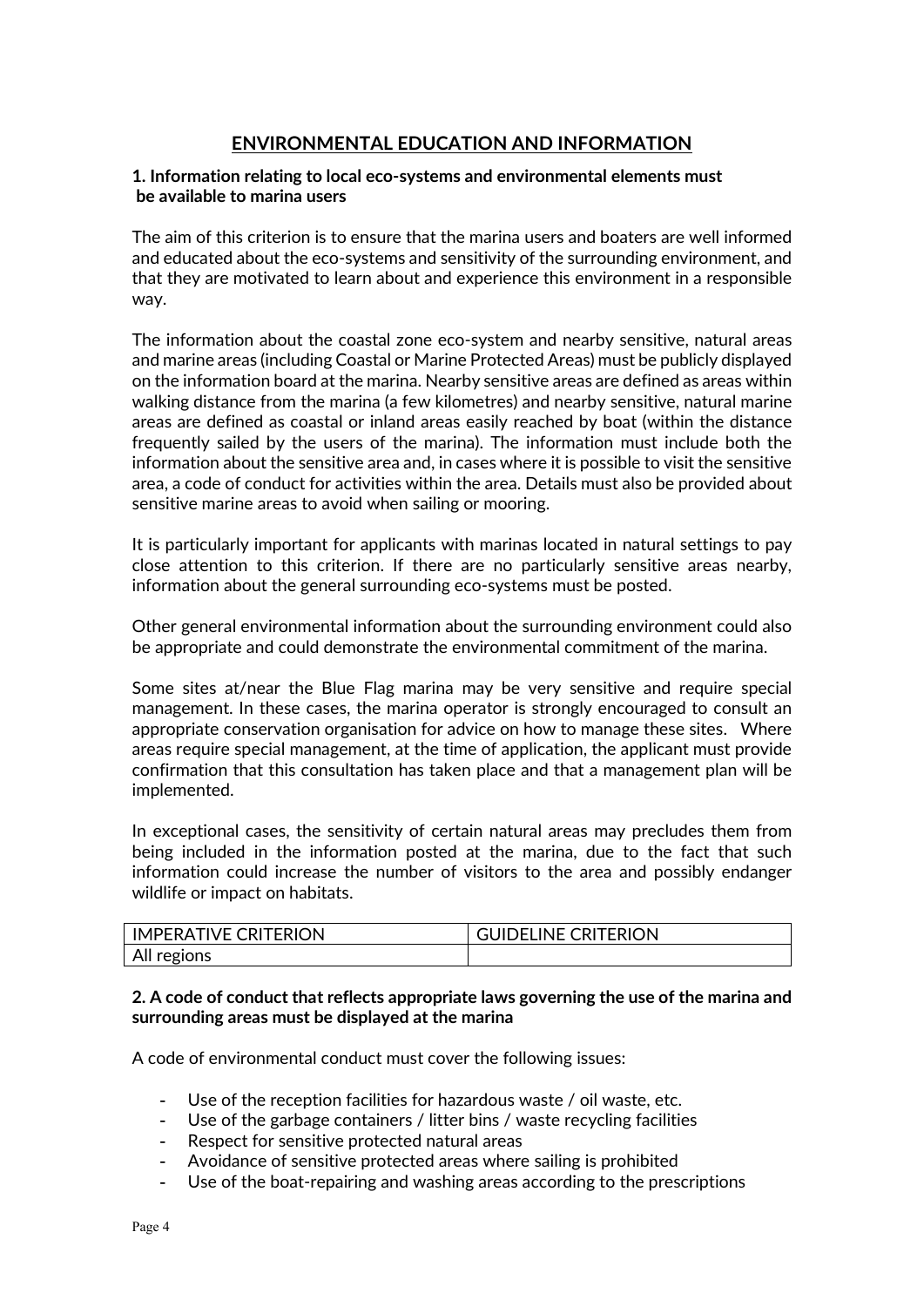## ENVIRONMENTAL EDUCATION AND INFORMATION

**1. Information relating to local eco-systems and environmental elements must be available to marina users**

The aim of this criterion is to ensure that the marina users and boaters are well informed and educated about the eco-systems and sensitivity of the surrounding environment, and that they are motivated to learn about and experience this environment in a responsible way.

The information about the coastal zone eco-system and nearby sensitive, natural areas and marine areas (including Coastal or Marine Protected Areas) must be publicly displayed on the information board at the marina. Nearby sensitive areas are defined as areas within walking distance from the marina (a few kilometres) and nearby sensitive, natural marine areas are defined as coastal or inland areas easily reached by boat (within the distance frequently sailed by the users of the marina). The information must include both the information about the sensitive area and, in cases where it is possible to visit the sensitive area, a code of conduct for activities within the area. Details must also be provided about sensitive marine areas to avoid when sailing or mooring.

It is particularly important for applicants with marinas located in natural settings to pay close attention to this criterion. If there are no particularly sensitive areas nearby, information about the general surrounding eco-systems must be posted.

Other general environmental information about the surrounding environment could also be appropriate and could demonstrate the environmental commitment of the marina.

Some sites at/near the Blue Flag marina may be very sensitive and require special management. In these cases, the marina operator is strongly encouraged to consult an appropriate conservation organisation for advice on how to manage these sites. Where areas require special management, at the time of application, the applicant must provide confirmation that this consultation has taken place and that a management plan will be implemented.

In exceptional cases, the sensitivity of certain natural areas may precludes them from being included in the information posted at the marina, due to the fact that such information could increase the number of visitors to the area and possibly endanger wildlife or impact on habitats.

| IMPERATIVE CRITERION | GUIDELINE CRITERION |
|---|---|
| All regions | |

**2. A code of conduct that reflects appropriate laws governing the use of the marina and surrounding areas must be displayed at the marina**

A code of environmental conduct must cover the following issues:

- Use of the reception facilities for hazardous waste / oil waste, etc.
- Use of the garbage containers / litter bins / waste recycling facilities
- Respect for sensitive protected natural areas
- Avoidance of sensitive protected areas where sailing is prohibited
- Use of the boat-repairing and washing areas according to the prescriptions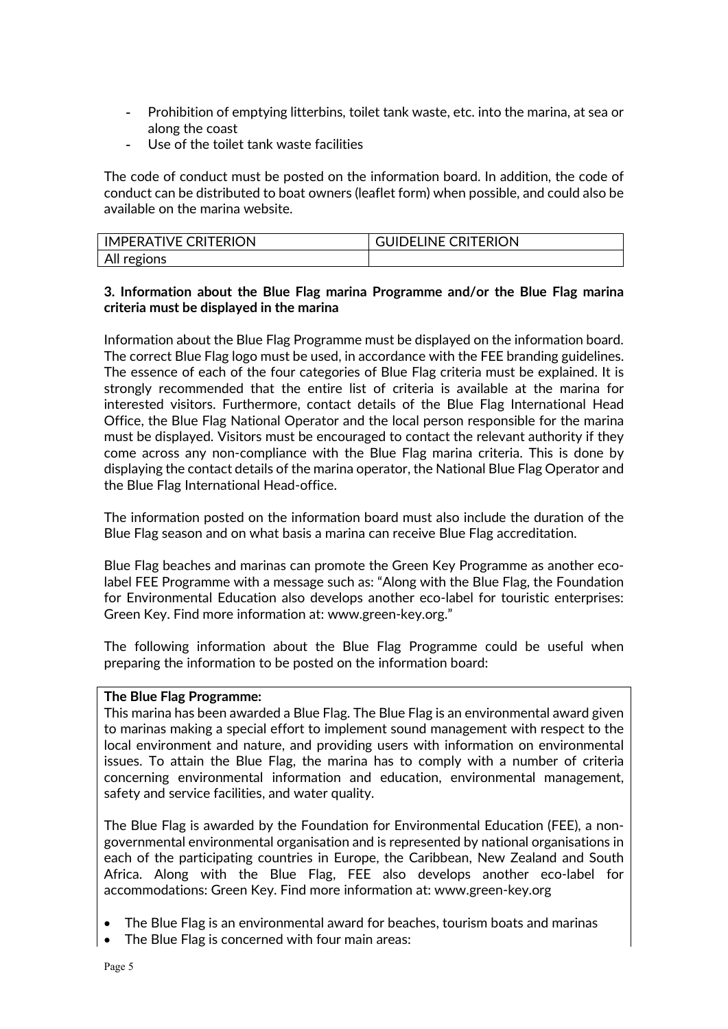- Prohibition of emptying litterbins, toilet tank waste, etc. into the marina, at sea or along the coast
- Use of the toilet tank waste facilities

The code of conduct must be posted on the information board. In addition, the code of conduct can be distributed to boat owners (leaflet form) when possible, and could also be available on the marina website.

| IMPERATIVE CRITERION | GUIDELINE CRITERION |
|---|---|
| All regions | |

**3. Information about the Blue Flag marina Programme and/or the Blue Flag marina criteria must be displayed in the marina**

Information about the Blue Flag Programme must be displayed on the information board. The correct Blue Flag logo must be used, in accordance with the FEE branding guidelines. The essence of each of the four categories of Blue Flag criteria must be explained. It is strongly recommended that the entire list of criteria is available at the marina for interested visitors. Furthermore, contact details of the Blue Flag International Head Office, the Blue Flag National Operator and the local person responsible for the marina must be displayed. Visitors must be encouraged to contact the relevant authority if they come across any non-compliance with the Blue Flag marina criteria. This is done by displaying the contact details of the marina operator, the National Blue Flag Operator and the Blue Flag International Head-office.

The information posted on the information board must also include the duration of the Blue Flag season and on what basis a marina can receive Blue Flag accreditation.

Blue Flag beaches and marinas can promote the Green Key Programme as another eco-label FEE Programme with a message such as: "Along with the Blue Flag, the Foundation for Environmental Education also develops another eco-label for touristic enterprises: Green Key. Find more information at: www.green-key.org."

The following information about the Blue Flag Programme could be useful when preparing the information to be posted on the information board:

**The Blue Flag Programme:**

This marina has been awarded a Blue Flag. The Blue Flag is an environmental award given to marinas making a special effort to implement sound management with respect to the local environment and nature, and providing users with information on environmental issues. To attain the Blue Flag, the marina has to comply with a number of criteria concerning environmental information and education, environmental management, safety and service facilities, and water quality.

The Blue Flag is awarded by the Foundation for Environmental Education (FEE), a non-governmental environmental organisation and is represented by national organisations in each of the participating countries in Europe, the Caribbean, New Zealand and South Africa. Along with the Blue Flag, FEE also develops another eco-label for accommodations: Green Key. Find more information at: www.green-key.org

- The Blue Flag is an environmental award for beaches, tourism boats and marinas
- The Blue Flag is concerned with four main areas: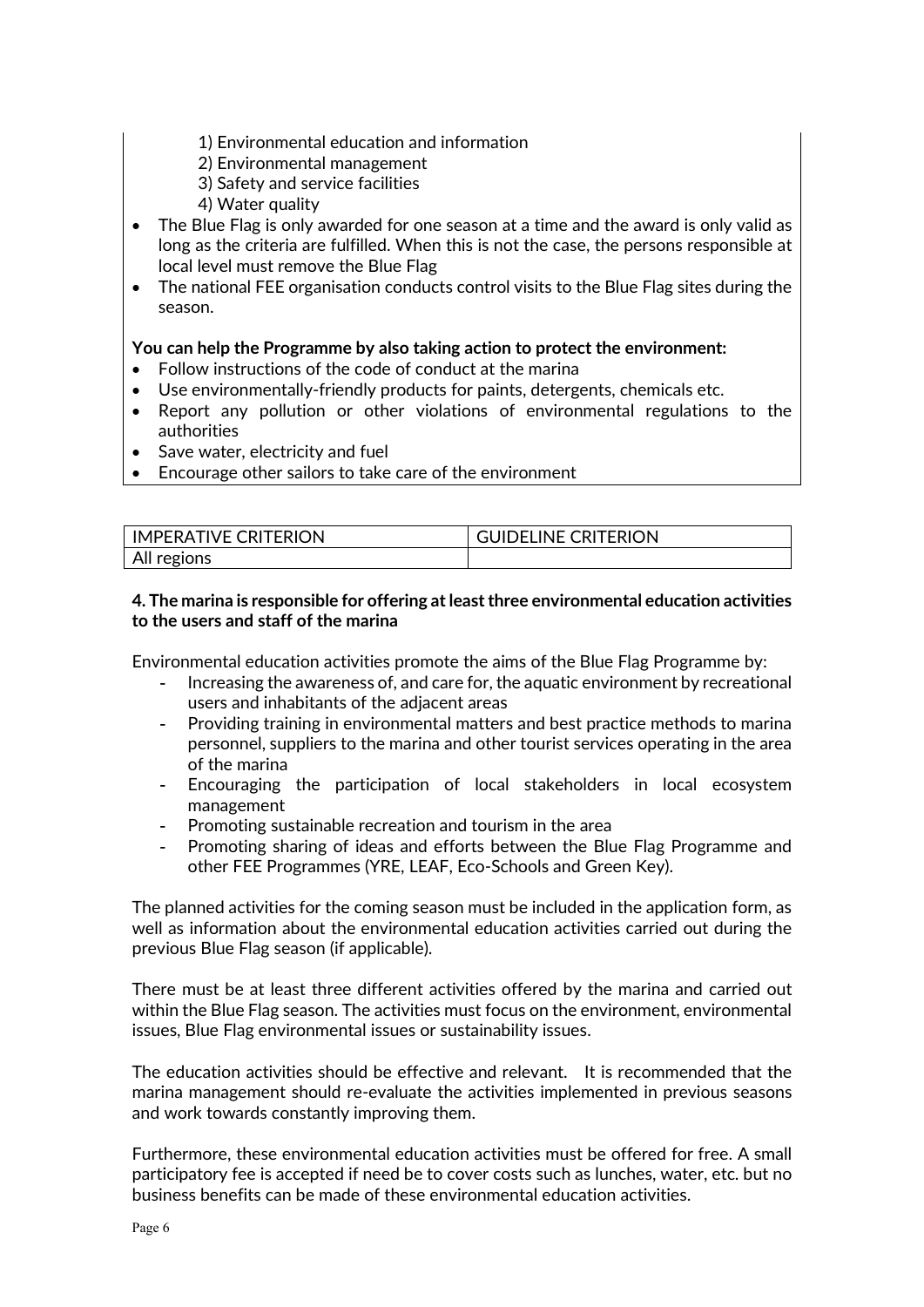1) Environmental education and information
2) Environmental management
3) Safety and service facilities
4) Water quality

- The Blue Flag is only awarded for one season at a time and the award is only valid as long as the criteria are fulfilled. When this is not the case, the persons responsible at local level must remove the Blue Flag
- The national FEE organisation conducts control visits to the Blue Flag sites during the season.

**You can help the Programme by also taking action to protect the environment:**

- Follow instructions of the code of conduct at the marina
- Use environmentally-friendly products for paints, detergents, chemicals etc.
- Report any pollution or other violations of environmental regulations to the authorities
- Save water, electricity and fuel
- Encourage other sailors to take care of the environment

| IMPERATIVE CRITERION | GUIDELINE CRITERION |
|---|---|
| All regions | |

**4. The marina is responsible for offering at least three environmental education activities to the users and staff of the marina**

Environmental education activities promote the aims of the Blue Flag Programme by:

- Increasing the awareness of, and care for, the aquatic environment by recreational users and inhabitants of the adjacent areas
- Providing training in environmental matters and best practice methods to marina personnel, suppliers to the marina and other tourist services operating in the area of the marina
- Encouraging the participation of local stakeholders in local ecosystem management
- Promoting sustainable recreation and tourism in the area
- Promoting sharing of ideas and efforts between the Blue Flag Programme and other FEE Programmes (YRE, LEAF, Eco-Schools and Green Key).

The planned activities for the coming season must be included in the application form, as well as information about the environmental education activities carried out during the previous Blue Flag season (if applicable).

There must be at least three different activities offered by the marina and carried out within the Blue Flag season. The activities must focus on the environment, environmental issues, Blue Flag environmental issues or sustainability issues.

The education activities should be effective and relevant. It is recommended that the marina management should re-evaluate the activities implemented in previous seasons and work towards constantly improving them.

Furthermore, these environmental education activities must be offered for free. A small participatory fee is accepted if need be to cover costs such as lunches, water, etc. but no business benefits can be made of these environmental education activities.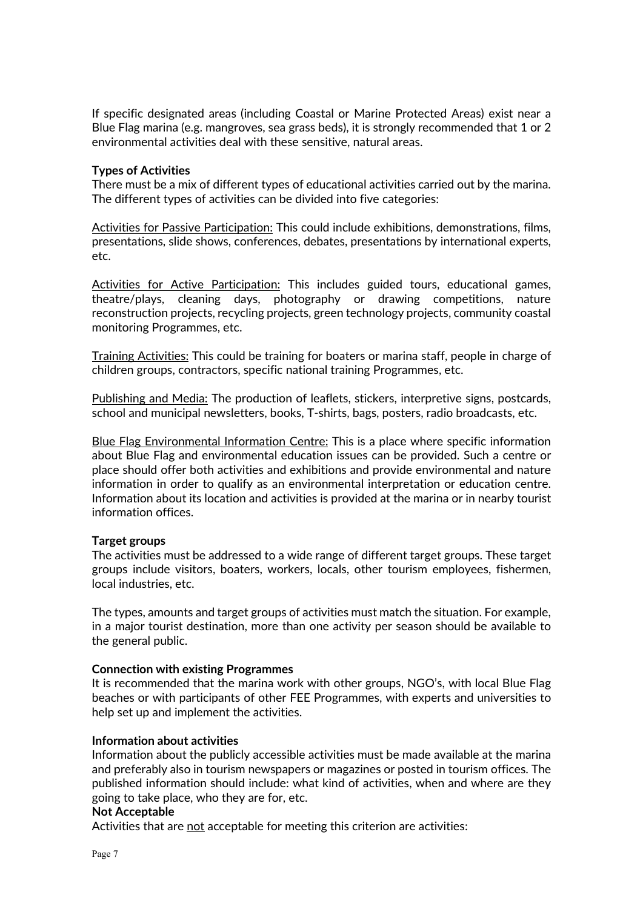If specific designated areas (including Coastal or Marine Protected Areas) exist near a Blue Flag marina (e.g. mangroves, sea grass beds), it is strongly recommended that 1 or 2 environmental activities deal with these sensitive, natural areas.

**Types of Activities**

There must be a mix of different types of educational activities carried out by the marina. The different types of activities can be divided into five categories:

<u>Activities for Passive Participation:</u> This could include exhibitions, demonstrations, films, presentations, slide shows, conferences, debates, presentations by international experts, etc.

<u>Activities for Active Participation:</u> This includes guided tours, educational games, theatre/plays, cleaning days, photography or drawing competitions, nature reconstruction projects, recycling projects, green technology projects, community coastal monitoring Programmes, etc.

<u>Training Activities:</u> This could be training for boaters or marina staff, people in charge of children groups, contractors, specific national training Programmes, etc.

<u>Publishing and Media:</u> The production of leaflets, stickers, interpretive signs, postcards, school and municipal newsletters, books, T-shirts, bags, posters, radio broadcasts, etc.

<u>Blue Flag Environmental Information Centre:</u> This is a place where specific information about Blue Flag and environmental education issues can be provided. Such a centre or place should offer both activities and exhibitions and provide environmental and nature information in order to qualify as an environmental interpretation or education centre. Information about its location and activities is provided at the marina or in nearby tourist information offices.

**Target groups**

The activities must be addressed to a wide range of different target groups. These target groups include visitors, boaters, workers, locals, other tourism employees, fishermen, local industries, etc.

The types, amounts and target groups of activities must match the situation. For example, in a major tourist destination, more than one activity per season should be available to the general public.

**Connection with existing Programmes**

It is recommended that the marina work with other groups, NGO's, with local Blue Flag beaches or with participants of other FEE Programmes, with experts and universities to help set up and implement the activities.

**Information about activities**

Information about the publicly accessible activities must be made available at the marina and preferably also in tourism newspapers or magazines or posted in tourism offices. The published information should include: what kind of activities, when and where are they going to take place, who they are for, etc.

**Not Acceptable**

Activities that are <u>not</u> acceptable for meeting this criterion are activities: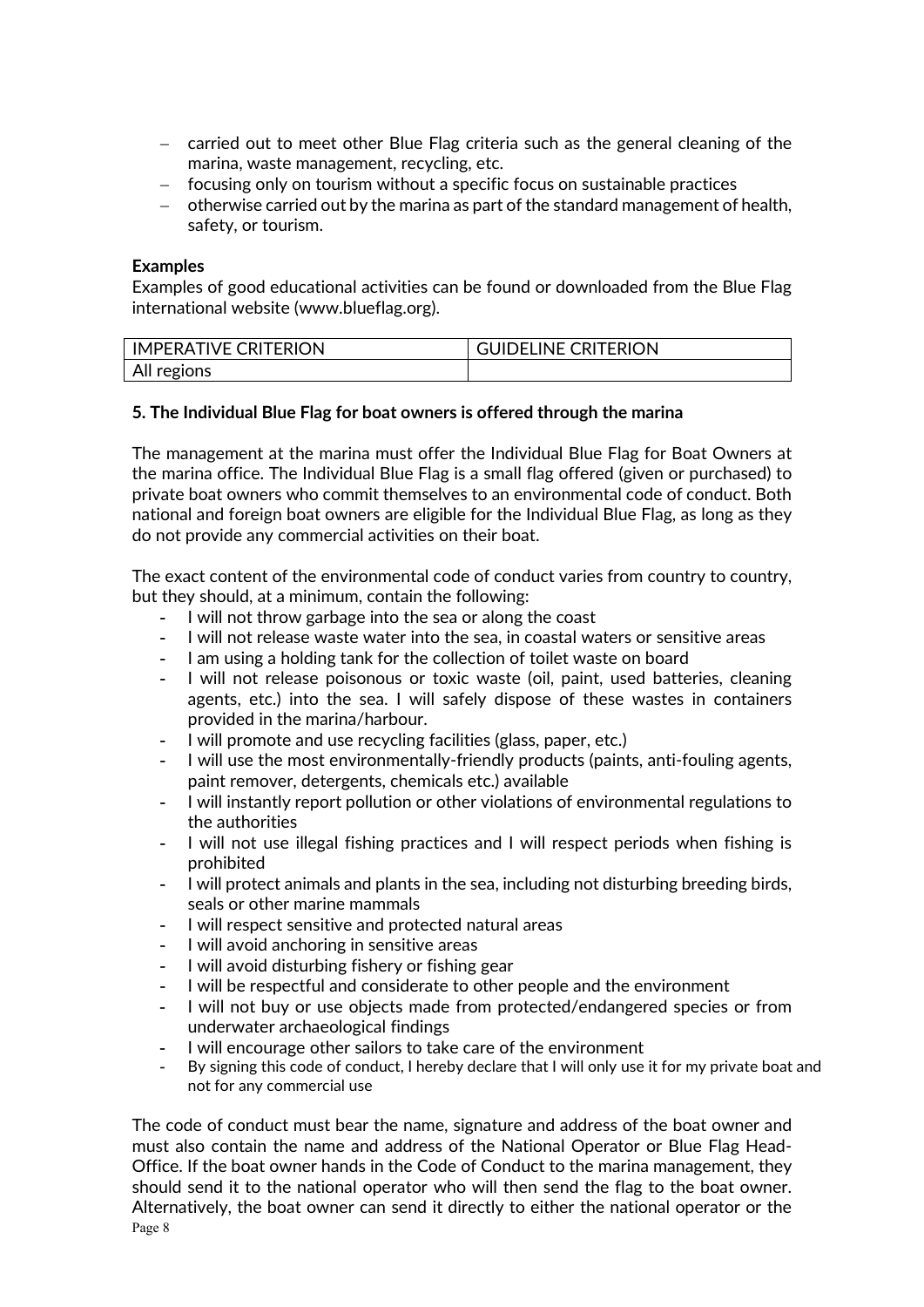- carried out to meet other Blue Flag criteria such as the general cleaning of the marina, waste management, recycling, etc.
- focusing only on tourism without a specific focus on sustainable practices
- otherwise carried out by the marina as part of the standard management of health, safety, or tourism.

**Examples**
Examples of good educational activities can be found or downloaded from the Blue Flag international website (www.blueflag.org).

| IMPERATIVE CRITERION | GUIDELINE CRITERION |
|---|---|
| All regions | |

**5. The Individual Blue Flag for boat owners is offered through the marina**

The management at the marina must offer the Individual Blue Flag for Boat Owners at the marina office. The Individual Blue Flag is a small flag offered (given or purchased) to private boat owners who commit themselves to an environmental code of conduct. Both national and foreign boat owners are eligible for the Individual Blue Flag, as long as they do not provide any commercial activities on their boat.

The exact content of the environmental code of conduct varies from country to country, but they should, at a minimum, contain the following:

- I will not throw garbage into the sea or along the coast
- I will not release waste water into the sea, in coastal waters or sensitive areas
- I am using a holding tank for the collection of toilet waste on board
- I will not release poisonous or toxic waste (oil, paint, used batteries, cleaning agents, etc.) into the sea. I will safely dispose of these wastes in containers provided in the marina/harbour.
- I will promote and use recycling facilities (glass, paper, etc.)
- I will use the most environmentally-friendly products (paints, anti-fouling agents, paint remover, detergents, chemicals etc.) available
- I will instantly report pollution or other violations of environmental regulations to the authorities
- I will not use illegal fishing practices and I will respect periods when fishing is prohibited
- I will protect animals and plants in the sea, including not disturbing breeding birds, seals or other marine mammals
- I will respect sensitive and protected natural areas
- I will avoid anchoring in sensitive areas
- I will avoid disturbing fishery or fishing gear
- I will be respectful and considerate to other people and the environment
- I will not buy or use objects made from protected/endangered species or from underwater archaeological findings
- I will encourage other sailors to take care of the environment
- By signing this code of conduct, I hereby declare that I will only use it for my private boat and not for any commercial use

The code of conduct must bear the name, signature and address of the boat owner and must also contain the name and address of the National Operator or Blue Flag Head-Office. If the boat owner hands in the Code of Conduct to the marina management, they should send it to the national operator who will then send the flag to the boat owner. Alternatively, the boat owner can send it directly to either the national operator or the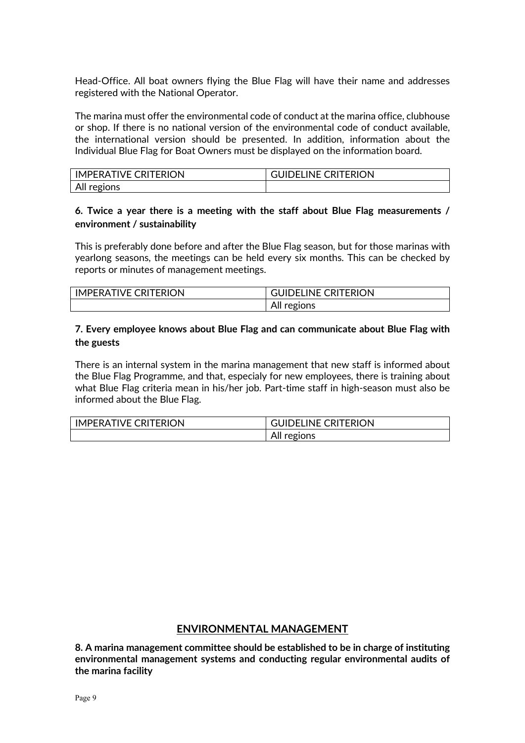Head-Office. All boat owners flying the Blue Flag will have their name and addresses registered with the National Operator.

The marina must offer the environmental code of conduct at the marina office, clubhouse or shop. If there is no national version of the environmental code of conduct available, the international version should be presented. In addition, information about the Individual Blue Flag for Boat Owners must be displayed on the information board.

| IMPERATIVE CRITERION | GUIDELINE CRITERION |
|---|---|
| All regions | |

**6. Twice a year there is a meeting with the staff about Blue Flag measurements / environment / sustainability**

This is preferably done before and after the Blue Flag season, but for those marinas with yearlong seasons, the meetings can be held every six months. This can be checked by reports or minutes of management meetings.

| IMPERATIVE CRITERION | GUIDELINE CRITERION |
|---|---|
| | All regions |

**7. Every employee knows about Blue Flag and can communicate about Blue Flag with the guests**

There is an internal system in the marina management that new staff is informed about the Blue Flag Programme, and that, especialy for new employees, there is training about what Blue Flag criteria mean in his/her job. Part-time staff in high-season must also be informed about the Blue Flag.

| IMPERATIVE CRITERION | GUIDELINE CRITERION |
|---|---|
| | All regions |

## ENVIRONMENTAL MANAGEMENT

**8. A marina management committee should be established to be in charge of instituting environmental management systems and conducting regular environmental audits of the marina facility**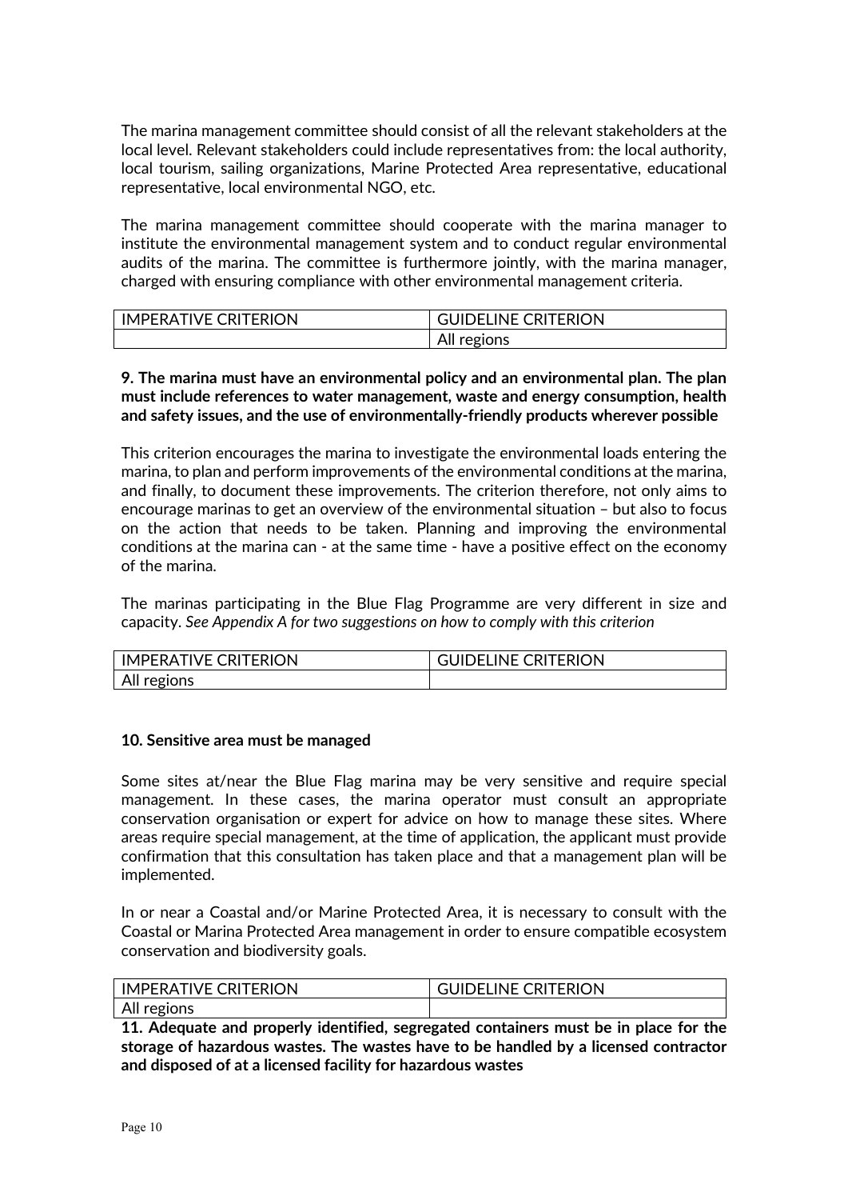The marina management committee should consist of all the relevant stakeholders at the local level. Relevant stakeholders could include representatives from: the local authority, local tourism, sailing organizations, Marine Protected Area representative, educational representative, local environmental NGO, etc.

The marina management committee should cooperate with the marina manager to institute the environmental management system and to conduct regular environmental audits of the marina. The committee is furthermore jointly, with the marina manager, charged with ensuring compliance with other environmental management criteria.

| IMPERATIVE CRITERION | GUIDELINE CRITERION |
|---|---|
| | All regions |

**9. The marina must have an environmental policy and an environmental plan. The plan must include references to water management, waste and energy consumption, health and safety issues, and the use of environmentally-friendly products wherever possible**

This criterion encourages the marina to investigate the environmental loads entering the marina, to plan and perform improvements of the environmental conditions at the marina, and finally, to document these improvements. The criterion therefore, not only aims to encourage marinas to get an overview of the environmental situation – but also to focus on the action that needs to be taken. Planning and improving the environmental conditions at the marina can - at the same time - have a positive effect on the economy of the marina.

The marinas participating in the Blue Flag Programme are very different in size and capacity. *See Appendix A for two suggestions on how to comply with this criterion*

| IMPERATIVE CRITERION | GUIDELINE CRITERION |
|---|---|
| All regions | |

**10. Sensitive area must be managed**

Some sites at/near the Blue Flag marina may be very sensitive and require special management. In these cases, the marina operator must consult an appropriate conservation organisation or expert for advice on how to manage these sites. Where areas require special management, at the time of application, the applicant must provide confirmation that this consultation has taken place and that a management plan will be implemented.

In or near a Coastal and/or Marine Protected Area, it is necessary to consult with the Coastal or Marina Protected Area management in order to ensure compatible ecosystem conservation and biodiversity goals.

| IMPERATIVE CRITERION | GUIDELINE CRITERION |
|---|---|
| All regions | |

**11. Adequate and properly identified, segregated containers must be in place for the storage of hazardous wastes. The wastes have to be handled by a licensed contractor and disposed of at a licensed facility for hazardous wastes**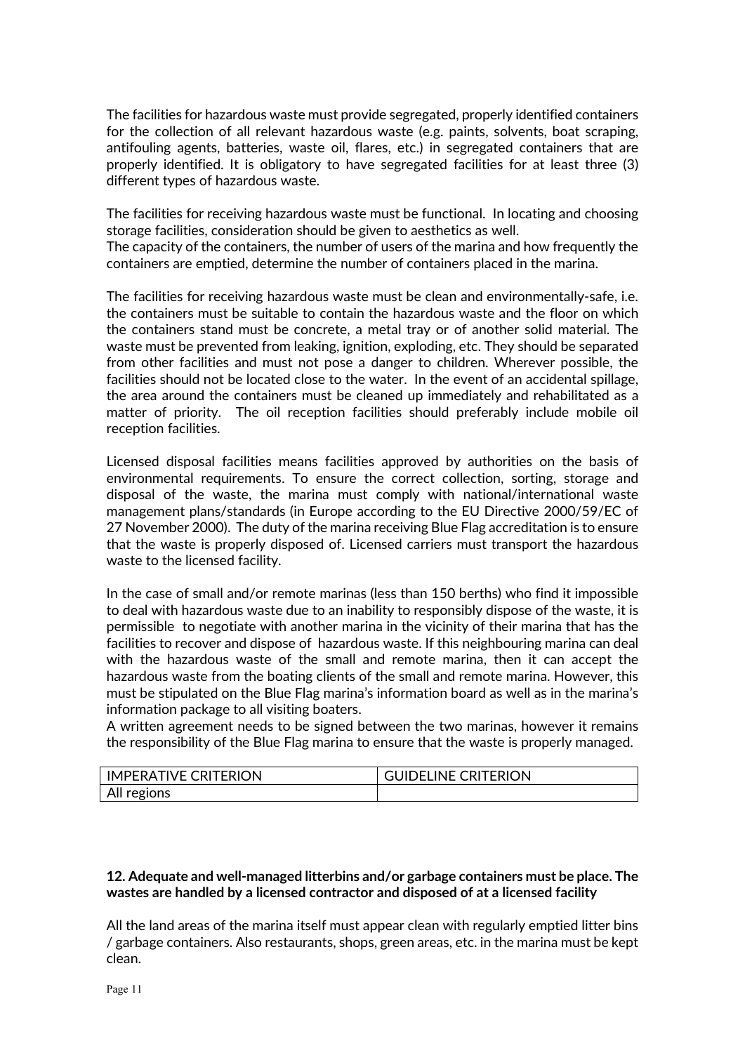The facilities for hazardous waste must provide segregated, properly identified containers for the collection of all relevant hazardous waste (e.g. paints, solvents, boat scraping, antifouling agents, batteries, waste oil, flares, etc.) in segregated containers that are properly identified. It is obligatory to have segregated facilities for at least three (3) different types of hazardous waste.

The facilities for receiving hazardous waste must be functional. In locating and choosing storage facilities, consideration should be given to aesthetics as well.
The capacity of the containers, the number of users of the marina and how frequently the containers are emptied, determine the number of containers placed in the marina.

The facilities for receiving hazardous waste must be clean and environmentally-safe, i.e. the containers must be suitable to contain the hazardous waste and the floor on which the containers stand must be concrete, a metal tray or of another solid material. The waste must be prevented from leaking, ignition, exploding, etc. They should be separated from other facilities and must not pose a danger to children. Wherever possible, the facilities should not be located close to the water. In the event of an accidental spillage, the area around the containers must be cleaned up immediately and rehabilitated as a matter of priority. The oil reception facilities should preferably include mobile oil reception facilities.

Licensed disposal facilities means facilities approved by authorities on the basis of environmental requirements. To ensure the correct collection, sorting, storage and disposal of the waste, the marina must comply with national/international waste management plans/standards (in Europe according to the EU Directive 2000/59/EC of 27 November 2000). The duty of the marina receiving Blue Flag accreditation is to ensure that the waste is properly disposed of. Licensed carriers must transport the hazardous waste to the licensed facility.

In the case of small and/or remote marinas (less than 150 berths) who find it impossible to deal with hazardous waste due to an inability to responsibly dispose of the waste, it is permissible to negotiate with another marina in the vicinity of their marina that has the facilities to recover and dispose of hazardous waste. If this neighbouring marina can deal with the hazardous waste of the small and remote marina, then it can accept the hazardous waste from the boating clients of the small and remote marina. However, this must be stipulated on the Blue Flag marina's information board as well as in the marina's information package to all visiting boaters.
A written agreement needs to be signed between the two marinas, however it remains the responsibility of the Blue Flag marina to ensure that the waste is properly managed.

| IMPERATIVE CRITERION | GUIDELINE CRITERION |
|---|---|
| All regions | |

**12. Adequate and well-managed litterbins and/or garbage containers must be place. The wastes are handled by a licensed contractor and disposed of at a licensed facility**

All the land areas of the marina itself must appear clean with regularly emptied litter bins / garbage containers. Also restaurants, shops, green areas, etc. in the marina must be kept clean.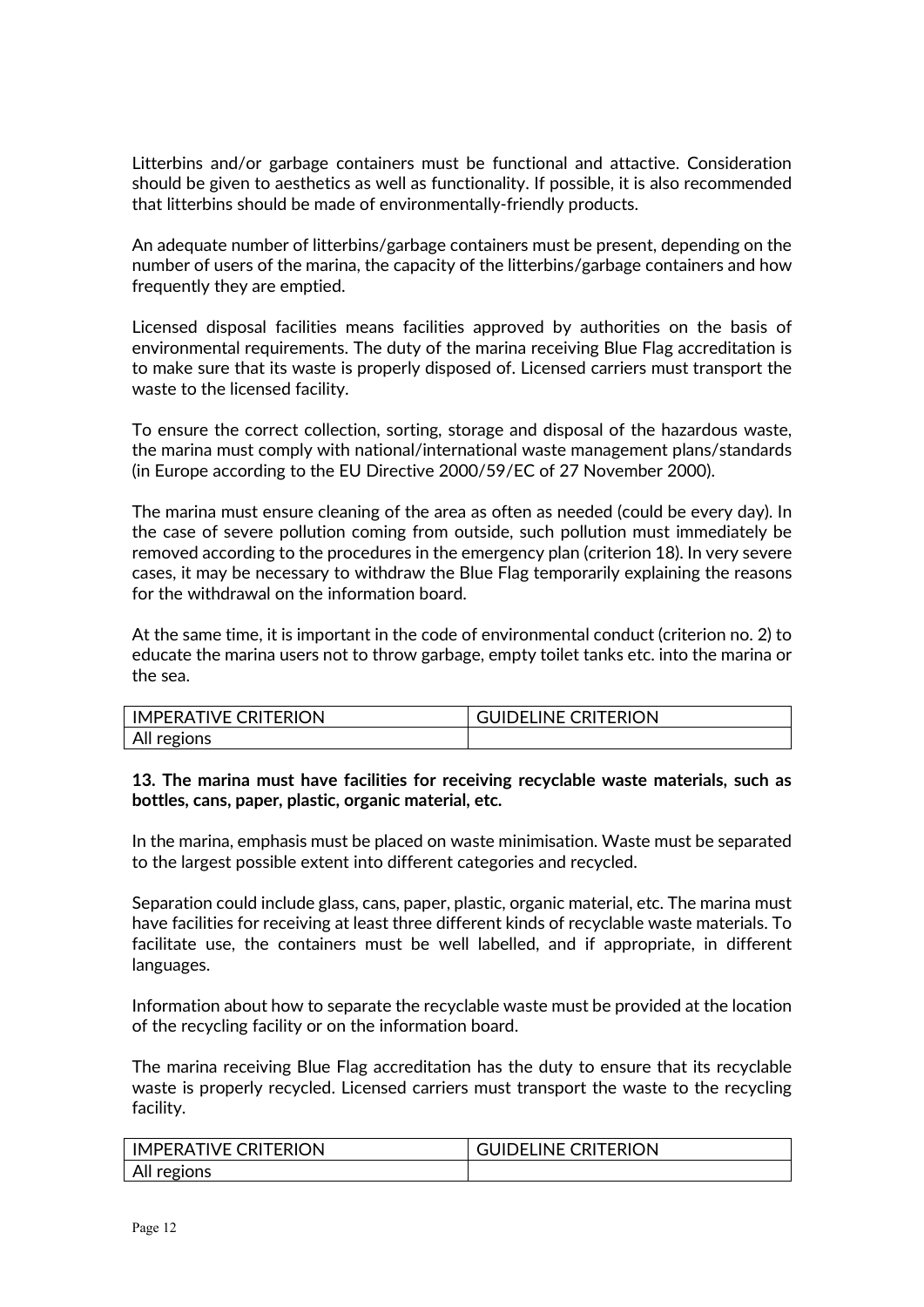Litterbins and/or garbage containers must be functional and attactive. Consideration should be given to aesthetics as well as functionality. If possible, it is also recommended that litterbins should be made of environmentally-friendly products.

An adequate number of litterbins/garbage containers must be present, depending on the number of users of the marina, the capacity of the litterbins/garbage containers and how frequently they are emptied.

Licensed disposal facilities means facilities approved by authorities on the basis of environmental requirements. The duty of the marina receiving Blue Flag accreditation is to make sure that its waste is properly disposed of. Licensed carriers must transport the waste to the licensed facility.

To ensure the correct collection, sorting, storage and disposal of the hazardous waste, the marina must comply with national/international waste management plans/standards (in Europe according to the EU Directive 2000/59/EC of 27 November 2000).

The marina must ensure cleaning of the area as often as needed (could be every day). In the case of severe pollution coming from outside, such pollution must immediately be removed according to the procedures in the emergency plan (criterion 18). In very severe cases, it may be necessary to withdraw the Blue Flag temporarily explaining the reasons for the withdrawal on the information board.

At the same time, it is important in the code of environmental conduct (criterion no. 2) to educate the marina users not to throw garbage, empty toilet tanks etc. into the marina or the sea.

| IMPERATIVE CRITERION | GUIDELINE CRITERION |
| --- | --- |
| All regions | |

**13. The marina must have facilities for receiving recyclable waste materials, such as bottles, cans, paper, plastic, organic material, etc.**

In the marina, emphasis must be placed on waste minimisation. Waste must be separated to the largest possible extent into different categories and recycled.

Separation could include glass, cans, paper, plastic, organic material, etc. The marina must have facilities for receiving at least three different kinds of recyclable waste materials. To facilitate use, the containers must be well labelled, and if appropriate, in different languages.

Information about how to separate the recyclable waste must be provided at the location of the recycling facility or on the information board.

The marina receiving Blue Flag accreditation has the duty to ensure that its recyclable waste is properly recycled. Licensed carriers must transport the waste to the recycling facility.

| IMPERATIVE CRITERION | GUIDELINE CRITERION |
| --- | --- |
| All regions | |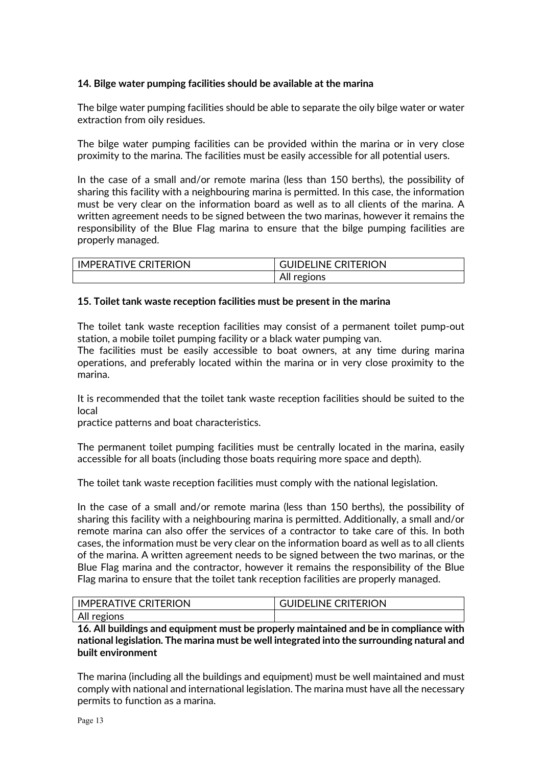**14. Bilge water pumping facilities should be available at the marina**

The bilge water pumping facilities should be able to separate the oily bilge water or water extraction from oily residues.

The bilge water pumping facilities can be provided within the marina or in very close proximity to the marina. The facilities must be easily accessible for all potential users.

In the case of a small and/or remote marina (less than 150 berths), the possibility of sharing this facility with a neighbouring marina is permitted. In this case, the information must be very clear on the information board as well as to all clients of the marina. A written agreement needs to be signed between the two marinas, however it remains the responsibility of the Blue Flag marina to ensure that the bilge pumping facilities are properly managed.

| IMPERATIVE CRITERION | GUIDELINE CRITERION |
| --- | --- |
| | All regions |

**15. Toilet tank waste reception facilities must be present in the marina**

The toilet tank waste reception facilities may consist of a permanent toilet pump-out station, a mobile toilet pumping facility or a black water pumping van.
The facilities must be easily accessible to boat owners, at any time during marina operations, and preferably located within the marina or in very close proximity to the marina.

It is recommended that the toilet tank waste reception facilities should be suited to the local
practice patterns and boat characteristics.

The permanent toilet pumping facilities must be centrally located in the marina, easily accessible for all boats (including those boats requiring more space and depth).

The toilet tank waste reception facilities must comply with the national legislation.

In the case of a small and/or remote marina (less than 150 berths), the possibility of sharing this facility with a neighbouring marina is permitted. Additionally, a small and/or remote marina can also offer the services of a contractor to take care of this. In both cases, the information must be very clear on the information board as well as to all clients of the marina. A written agreement needs to be signed between the two marinas, or the Blue Flag marina and the contractor, however it remains the responsibility of the Blue Flag marina to ensure that the toilet tank reception facilities are properly managed.

| IMPERATIVE CRITERION | GUIDELINE CRITERION |
| --- | --- |
| All regions | |

**16. All buildings and equipment must be properly maintained and be in compliance with national legislation. The marina must be well integrated into the surrounding natural and built environment**

The marina (including all the buildings and equipment) must be well maintained and must comply with national and international legislation. The marina must have all the necessary permits to function as a marina.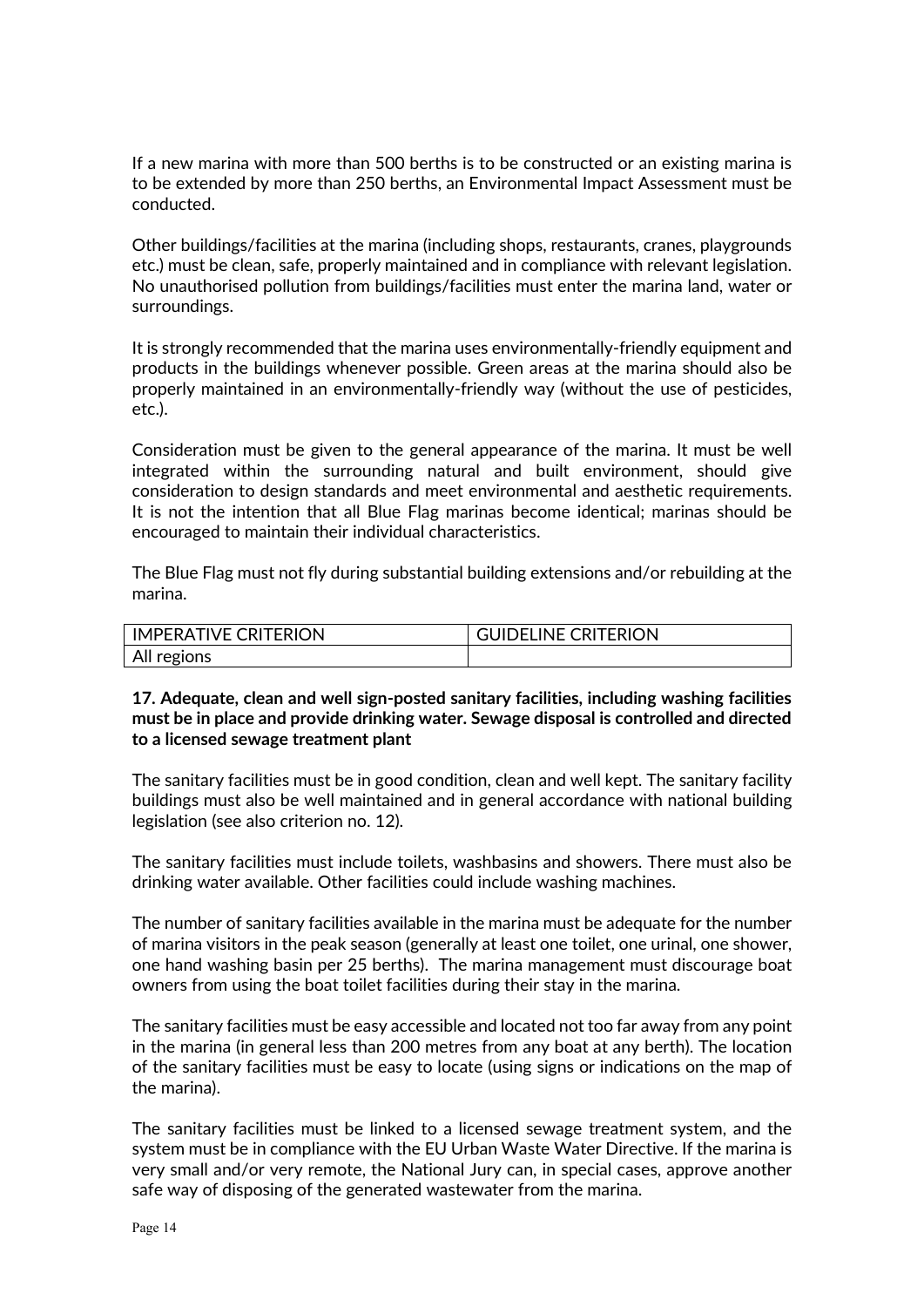If a new marina with more than 500 berths is to be constructed or an existing marina is to be extended by more than 250 berths, an Environmental Impact Assessment must be conducted.

Other buildings/facilities at the marina (including shops, restaurants, cranes, playgrounds etc.) must be clean, safe, properly maintained and in compliance with relevant legislation. No unauthorised pollution from buildings/facilities must enter the marina land, water or surroundings.

It is strongly recommended that the marina uses environmentally-friendly equipment and products in the buildings whenever possible. Green areas at the marina should also be properly maintained in an environmentally-friendly way (without the use of pesticides, etc.).

Consideration must be given to the general appearance of the marina. It must be well integrated within the surrounding natural and built environment, should give consideration to design standards and meet environmental and aesthetic requirements. It is not the intention that all Blue Flag marinas become identical; marinas should be encouraged to maintain their individual characteristics.

The Blue Flag must not fly during substantial building extensions and/or rebuilding at the marina.

| IMPERATIVE CRITERION | GUIDELINE CRITERION |
| --- | --- |
| All regions | |

**17. Adequate, clean and well sign-posted sanitary facilities, including washing facilities must be in place and provide drinking water. Sewage disposal is controlled and directed to a licensed sewage treatment plant**

The sanitary facilities must be in good condition, clean and well kept. The sanitary facility buildings must also be well maintained and in general accordance with national building legislation (see also criterion no. 12).

The sanitary facilities must include toilets, washbasins and showers. There must also be drinking water available. Other facilities could include washing machines.

The number of sanitary facilities available in the marina must be adequate for the number of marina visitors in the peak season (generally at least one toilet, one urinal, one shower, one hand washing basin per 25 berths). The marina management must discourage boat owners from using the boat toilet facilities during their stay in the marina.

The sanitary facilities must be easy accessible and located not too far away from any point in the marina (in general less than 200 metres from any boat at any berth). The location of the sanitary facilities must be easy to locate (using signs or indications on the map of the marina).

The sanitary facilities must be linked to a licensed sewage treatment system, and the system must be in compliance with the EU Urban Waste Water Directive. If the marina is very small and/or very remote, the National Jury can, in special cases, approve another safe way of disposing of the generated wastewater from the marina.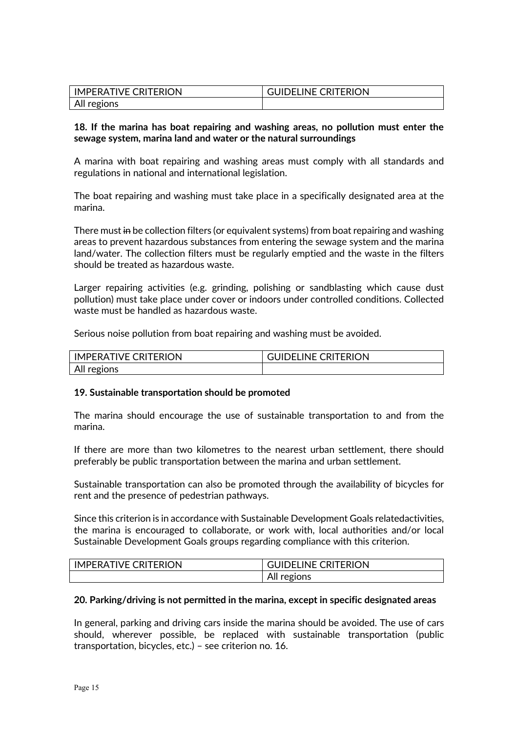| IMPERATIVE CRITERION | GUIDELINE CRITERION |
| --- | --- |
| All regions | |

**18. If the marina has boat repairing and washing areas, no pollution must enter the sewage system, marina land and water or the natural surroundings**

A marina with boat repairing and washing areas must comply with all standards and regulations in national and international legislation.

The boat repairing and washing must take place in a specifically designated area at the marina.

There must ~~in~~ be collection filters (or equivalent systems) from boat repairing and washing areas to prevent hazardous substances from entering the sewage system and the marina land/water. The collection filters must be regularly emptied and the waste in the filters should be treated as hazardous waste.

Larger repairing activities (e.g. grinding, polishing or sandblasting which cause dust pollution) must take place under cover or indoors under controlled conditions. Collected waste must be handled as hazardous waste.

Serious noise pollution from boat repairing and washing must be avoided.

| IMPERATIVE CRITERION | GUIDELINE CRITERION |
| --- | --- |
| All regions | |

**19. Sustainable transportation should be promoted**

The marina should encourage the use of sustainable transportation to and from the marina.

If there are more than two kilometres to the nearest urban settlement, there should preferably be public transportation between the marina and urban settlement.

Sustainable transportation can also be promoted through the availability of bicycles for rent and the presence of pedestrian pathways.

Since this criterion is in accordance with Sustainable Development Goals relatedactivities, the marina is encouraged to collaborate, or work with, local authorities and/or local Sustainable Development Goals groups regarding compliance with this criterion.

| IMPERATIVE CRITERION | GUIDELINE CRITERION |
| --- | --- |
| | All regions |

**20. Parking/driving is not permitted in the marina, except in specific designated areas**

In general, parking and driving cars inside the marina should be avoided. The use of cars should, wherever possible, be replaced with sustainable transportation (public transportation, bicycles, etc.) – see criterion no. 16.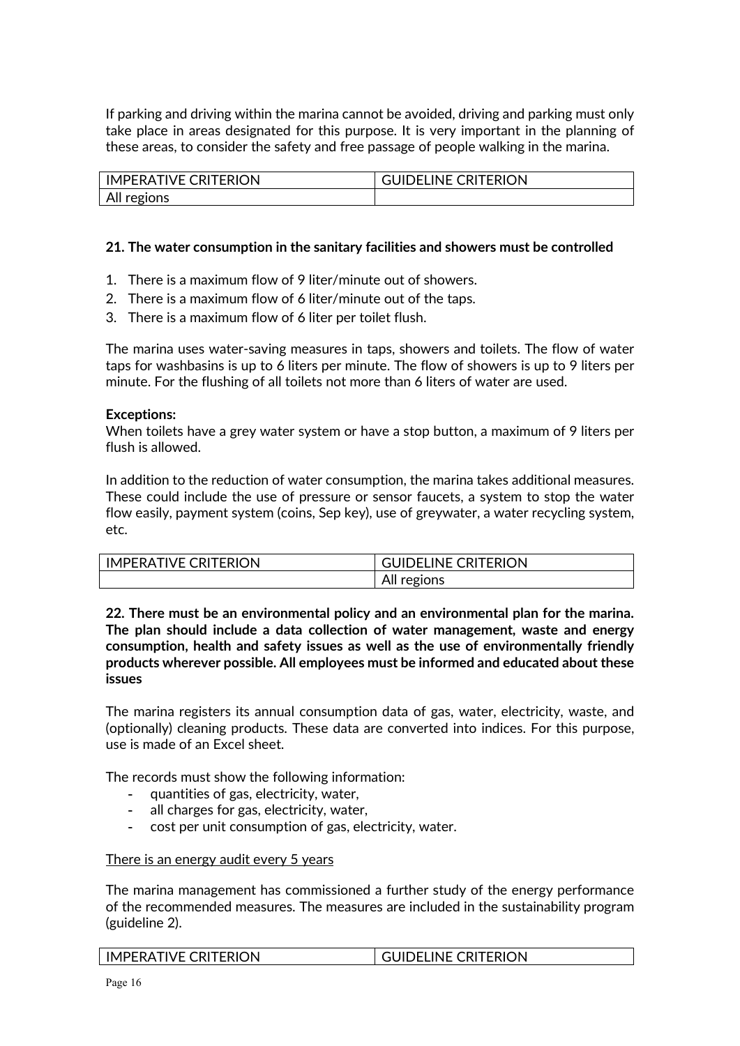If parking and driving within the marina cannot be avoided, driving and parking must only take place in areas designated for this purpose. It is very important in the planning of these areas, to consider the safety and free passage of people walking in the marina.

| IMPERATIVE CRITERION | GUIDELINE CRITERION |
|---|---|
| All regions | |

**21. The water consumption in the sanitary facilities and showers must be controlled**

1. There is a maximum flow of 9 liter/minute out of showers.
2. There is a maximum flow of 6 liter/minute out of the taps.
3. There is a maximum flow of 6 liter per toilet flush.

The marina uses water-saving measures in taps, showers and toilets. The flow of water taps for washbasins is up to 6 liters per minute. The flow of showers is up to 9 liters per minute. For the flushing of all toilets not more than 6 liters of water are used.

**Exceptions:**
When toilets have a grey water system or have a stop button, a maximum of 9 liters per flush is allowed.

In addition to the reduction of water consumption, the marina takes additional measures. These could include the use of pressure or sensor faucets, a system to stop the water flow easily, payment system (coins, Sep key), use of greywater, a water recycling system, etc.

| IMPERATIVE CRITERION | GUIDELINE CRITERION |
|---|---|
| | All regions |

**22. There must be an environmental policy and an environmental plan for the marina. The plan should include a data collection of water management, waste and energy consumption, health and safety issues as well as the use of environmentally friendly products wherever possible. All employees must be informed and educated about these issues**

The marina registers its annual consumption data of gas, water, electricity, waste, and (optionally) cleaning products. These data are converted into indices. For this purpose, use is made of an Excel sheet.

The records must show the following information:

- quantities of gas, electricity, water,
- all charges for gas, electricity, water,
- cost per unit consumption of gas, electricity, water.

<u>There is an energy audit every 5 years</u>

The marina management has commissioned a further study of the energy performance of the recommended measures. The measures are included in the sustainability program (guideline 2).

| IMPERATIVE CRITERION | GUIDELINE CRITERION |
|---|---|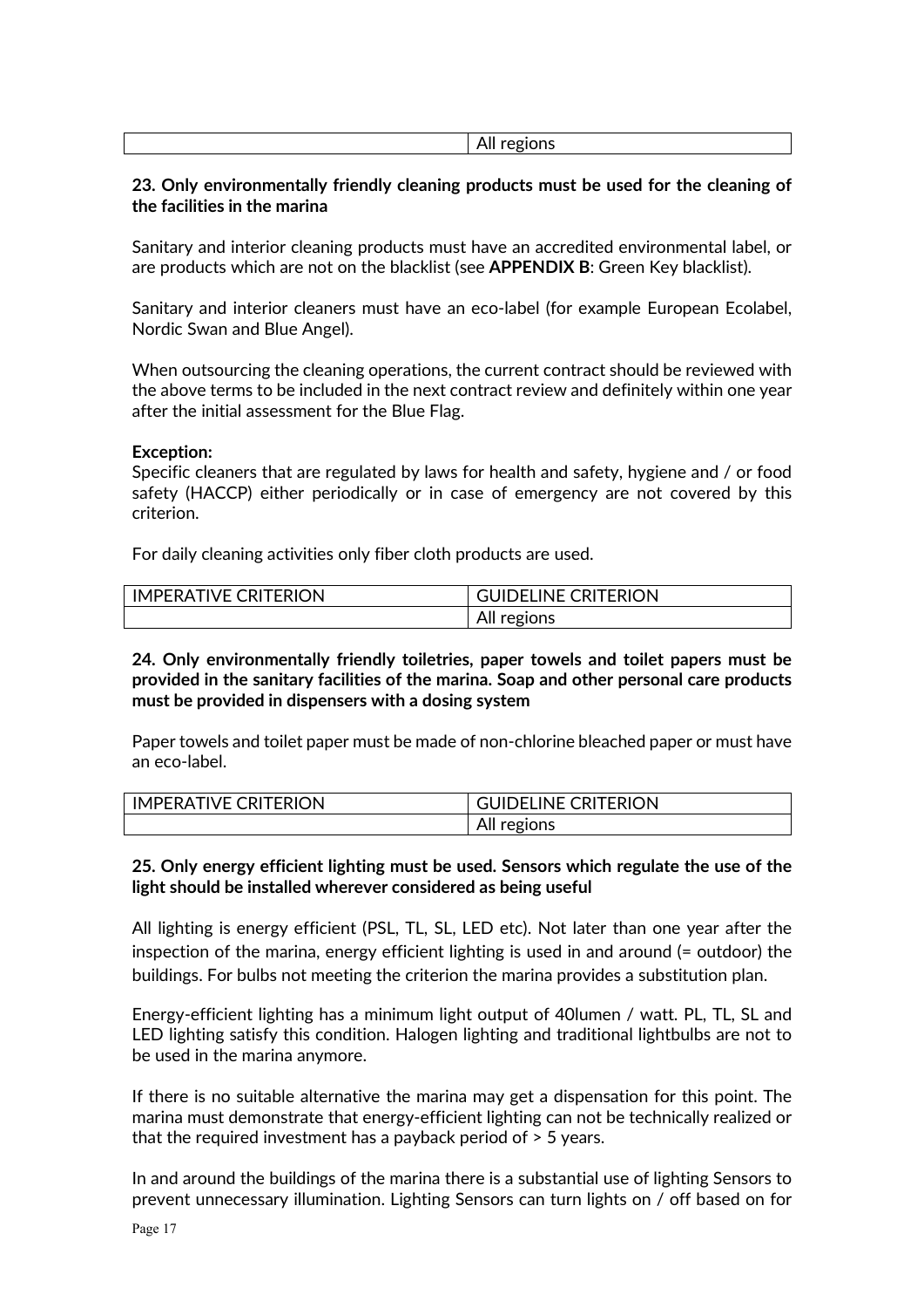| | All regions |
|---|---|

**23. Only environmentally friendly cleaning products must be used for the cleaning of the facilities in the marina**

Sanitary and interior cleaning products must have an accredited environmental label, or are products which are not on the blacklist (see **APPENDIX B**: Green Key blacklist).

Sanitary and interior cleaners must have an eco-label (for example European Ecolabel, Nordic Swan and Blue Angel).

When outsourcing the cleaning operations, the current contract should be reviewed with the above terms to be included in the next contract review and definitely within one year after the initial assessment for the Blue Flag.

**Exception:**
Specific cleaners that are regulated by laws for health and safety, hygiene and / or food safety (HACCP) either periodically or in case of emergency are not covered by this criterion.

For daily cleaning activities only fiber cloth products are used.

| IMPERATIVE CRITERION | GUIDELINE CRITERION |
|---|---|
| | All regions |

**24. Only environmentally friendly toiletries, paper towels and toilet papers must be provided in the sanitary facilities of the marina. Soap and other personal care products must be provided in dispensers with a dosing system**

Paper towels and toilet paper must be made of non-chlorine bleached paper or must have an eco-label.

| IMPERATIVE CRITERION | GUIDELINE CRITERION |
|---|---|
| | All regions |

**25. Only energy efficient lighting must be used. Sensors which regulate the use of the light should be installed wherever considered as being useful**

All lighting is energy efficient (PSL, TL, SL, LED etc). Not later than one year after the inspection of the marina, energy efficient lighting is used in and around (= outdoor) the buildings. For bulbs not meeting the criterion the marina provides a substitution plan.

Energy-efficient lighting has a minimum light output of 40lumen / watt. PL, TL, SL and LED lighting satisfy this condition. Halogen lighting and traditional lightbulbs are not to be used in the marina anymore.

If there is no suitable alternative the marina may get a dispensation for this point. The marina must demonstrate that energy-efficient lighting can not be technically realized or that the required investment has a payback period of > 5 years.

In and around the buildings of the marina there is a substantial use of lighting Sensors to prevent unnecessary illumination. Lighting Sensors can turn lights on / off based on for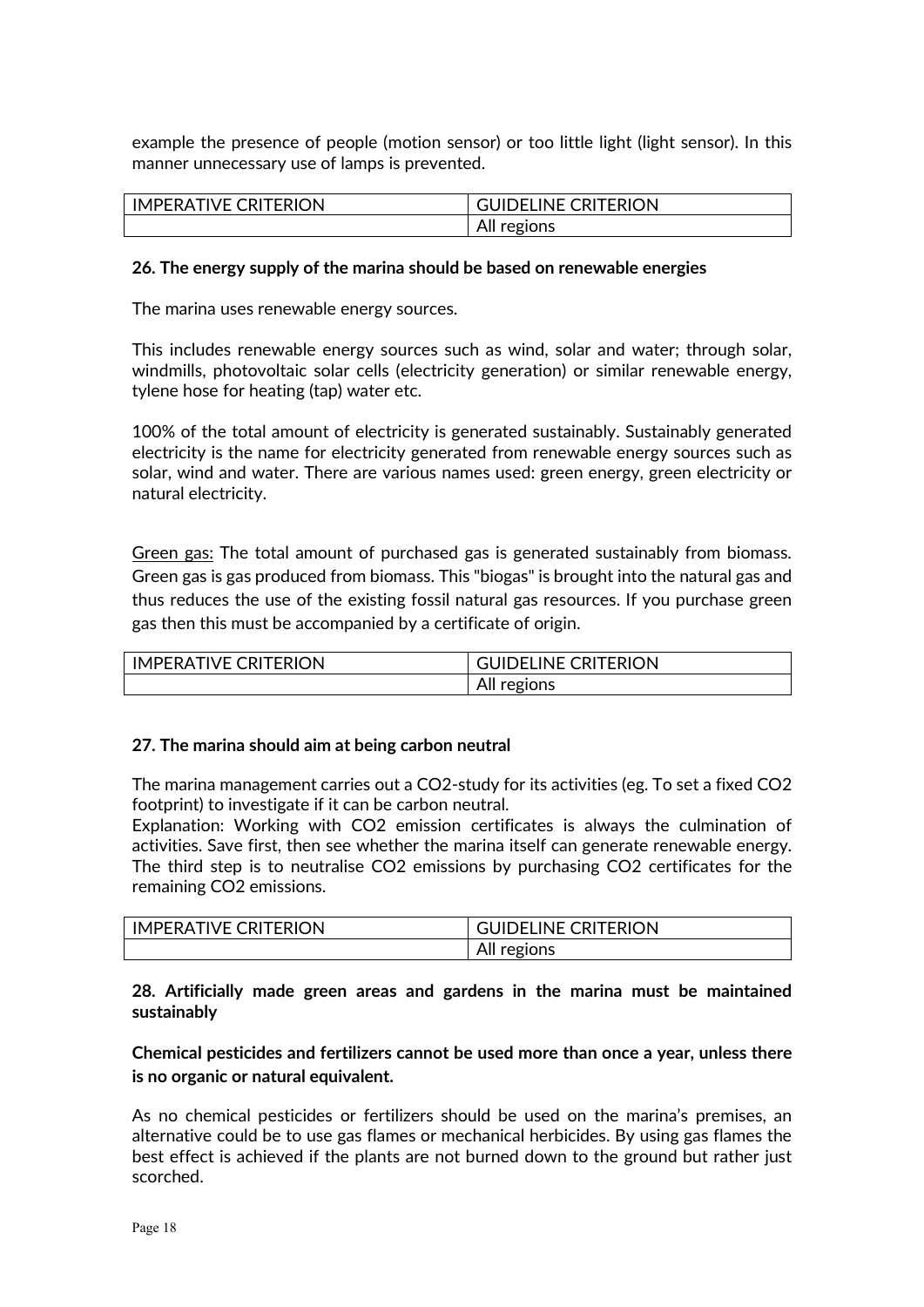example the presence of people (motion sensor) or too little light (light sensor). In this manner unnecessary use of lamps is prevented.

| IMPERATIVE CRITERION | GUIDELINE CRITERION |
| --- | --- |
| | All regions |

**26. The energy supply of the marina should be based on renewable energies**

The marina uses renewable energy sources.

This includes renewable energy sources such as wind, solar and water; through solar, windmills, photovoltaic solar cells (electricity generation) or similar renewable energy, tylene hose for heating (tap) water etc.

100% of the total amount of electricity is generated sustainably. Sustainably generated electricity is the name for electricity generated from renewable energy sources such as solar, wind and water. There are various names used: green energy, green electricity or natural electricity.

Green gas: The total amount of purchased gas is generated sustainably from biomass. Green gas is gas produced from biomass. This "biogas" is brought into the natural gas and thus reduces the use of the existing fossil natural gas resources. If you purchase green gas then this must be accompanied by a certificate of origin.

| IMPERATIVE CRITERION | GUIDELINE CRITERION |
| --- | --- |
| | All regions |

**27. The marina should aim at being carbon neutral**

The marina management carries out a CO2-study for its activities (eg. To set a fixed CO2 footprint) to investigate if it can be carbon neutral.
Explanation: Working with CO2 emission certificates is always the culmination of activities. Save first, then see whether the marina itself can generate renewable energy. The third step is to neutralise CO2 emissions by purchasing CO2 certificates for the remaining CO2 emissions.

| IMPERATIVE CRITERION | GUIDELINE CRITERION |
| --- | --- |
| | All regions |

**28. Artificially made green areas and gardens in the marina must be maintained sustainably**

**Chemical pesticides and fertilizers cannot be used more than once a year, unless there is no organic or natural equivalent.**

As no chemical pesticides or fertilizers should be used on the marina's premises, an alternative could be to use gas flames or mechanical herbicides. By using gas flames the best effect is achieved if the plants are not burned down to the ground but rather just scorched.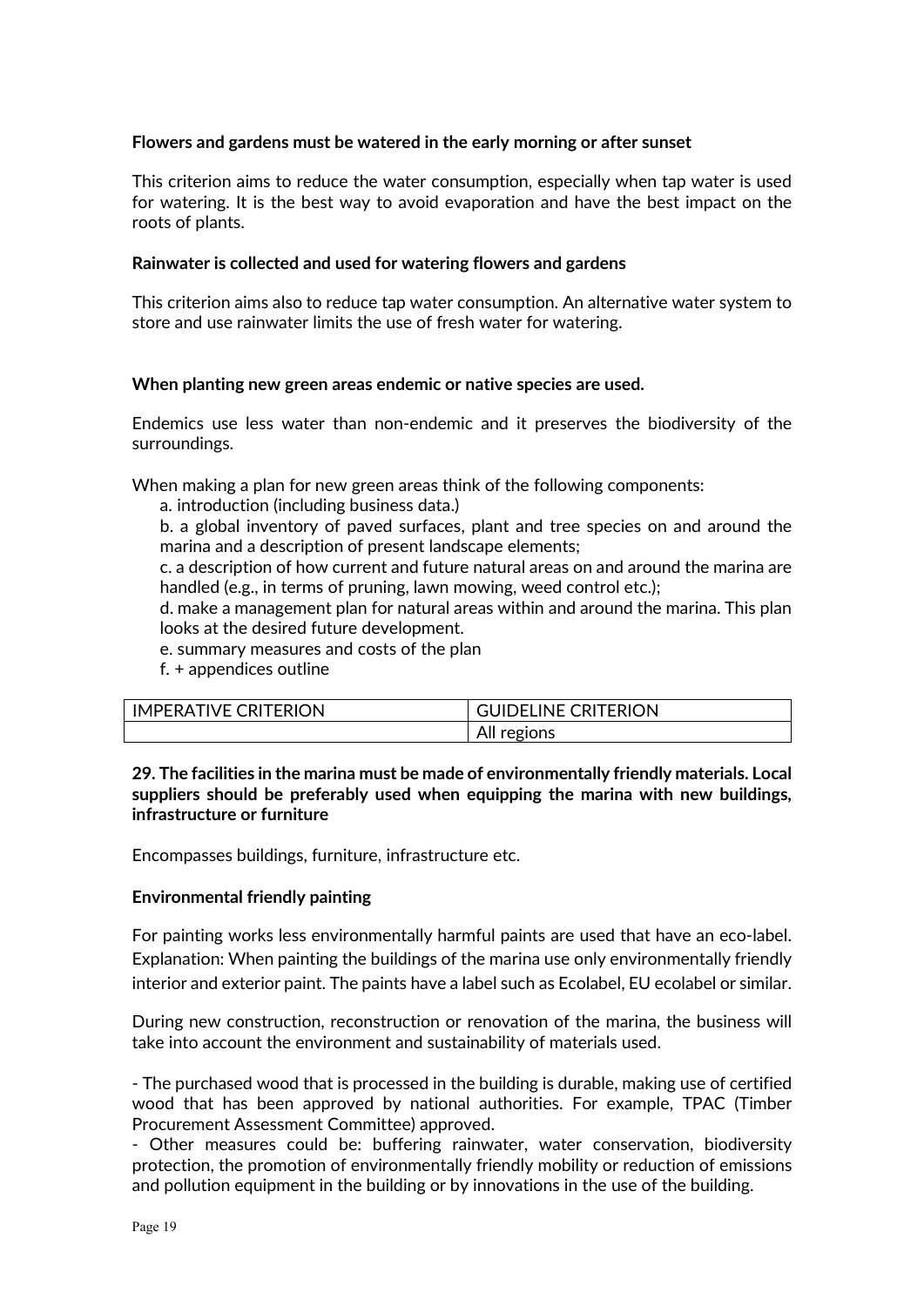**Flowers and gardens must be watered in the early morning or after sunset**

This criterion aims to reduce the water consumption, especially when tap water is used for watering. It is the best way to avoid evaporation and have the best impact on the roots of plants.

**Rainwater is collected and used for watering flowers and gardens**

This criterion aims also to reduce tap water consumption. An alternative water system to store and use rainwater limits the use of fresh water for watering.

**When planting new green areas endemic or native species are used.**

Endemics use less water than non-endemic and it preserves the biodiversity of the surroundings.

When making a plan for new green areas think of the following components:

a. introduction (including business data.)

b. a global inventory of paved surfaces, plant and tree species on and around the marina and a description of present landscape elements;

c. a description of how current and future natural areas on and around the marina are handled (e.g., in terms of pruning, lawn mowing, weed control etc.);

d. make a management plan for natural areas within and around the marina. This plan looks at the desired future development.

e. summary measures and costs of the plan

f. + appendices outline

| IMPERATIVE CRITERION | GUIDELINE CRITERION |
|---|---|
| | All regions |

**29. The facilities in the marina must be made of environmentally friendly materials. Local suppliers should be preferably used when equipping the marina with new buildings, infrastructure or furniture**

Encompasses buildings, furniture, infrastructure etc.

**Environmental friendly painting**

For painting works less environmentally harmful paints are used that have an eco-label.
Explanation: When painting the buildings of the marina use only environmentally friendly interior and exterior paint. The paints have a label such as Ecolabel, EU ecolabel or similar.

During new construction, reconstruction or renovation of the marina, the business will take into account the environment and sustainability of materials used.

- The purchased wood that is processed in the building is durable, making use of certified wood that has been approved by national authorities. For example, TPAC (Timber Procurement Assessment Committee) approved.
- Other measures could be: buffering rainwater, water conservation, biodiversity protection, the promotion of environmentally friendly mobility or reduction of emissions and pollution equipment in the building or by innovations in the use of the building.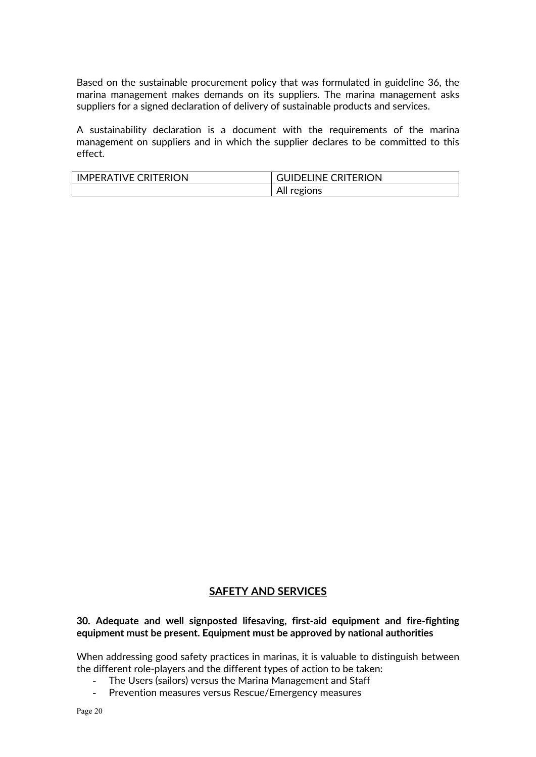Based on the sustainable procurement policy that was formulated in guideline 36, the marina management makes demands on its suppliers. The marina management asks suppliers for a signed declaration of delivery of sustainable products and services.

A sustainability declaration is a document with the requirements of the marina management on suppliers and in which the supplier declares to be committed to this effect.

| IMPERATIVE CRITERION | GUIDELINE CRITERION |
| --- | --- |
| | All regions |

## SAFETY AND SERVICES

**30. Adequate and well signposted lifesaving, first-aid equipment and fire-fighting equipment must be present. Equipment must be approved by national authorities**

When addressing good safety practices in marinas, it is valuable to distinguish between the different role-players and the different types of action to be taken:

- The Users (sailors) versus the Marina Management and Staff
- Prevention measures versus Rescue/Emergency measures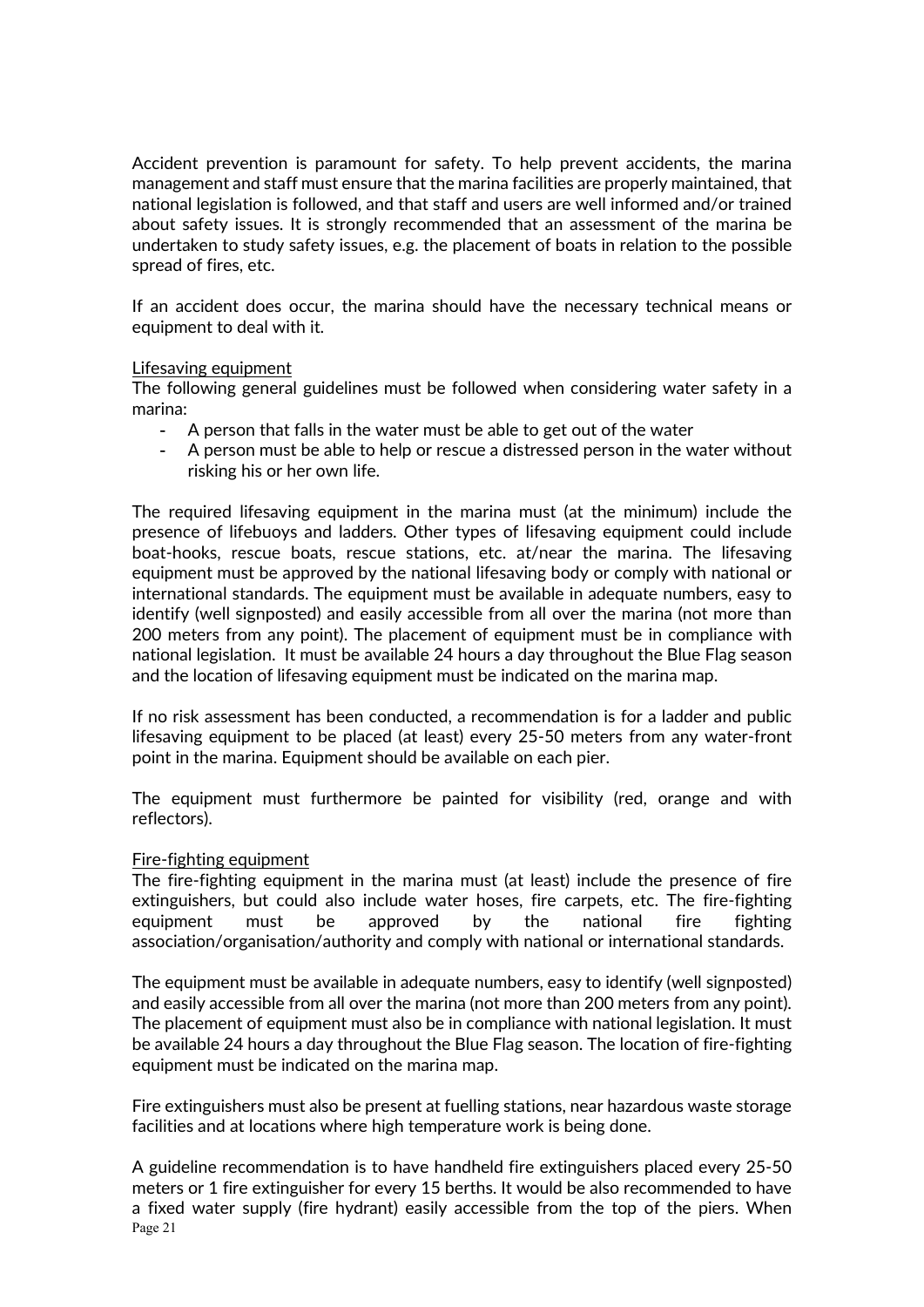Accident prevention is paramount for safety. To help prevent accidents, the marina management and staff must ensure that the marina facilities are properly maintained, that national legislation is followed, and that staff and users are well informed and/or trained about safety issues. It is strongly recommended that an assessment of the marina be undertaken to study safety issues, e.g. the placement of boats in relation to the possible spread of fires, etc.

If an accident does occur, the marina should have the necessary technical means or equipment to deal with it.

<u>Lifesaving equipment</u>

The following general guidelines must be followed when considering water safety in a marina:

- A person that falls in the water must be able to get out of the water
- A person must be able to help or rescue a distressed person in the water without risking his or her own life.

The required lifesaving equipment in the marina must (at the minimum) include the presence of lifebuoys and ladders. Other types of lifesaving equipment could include boat-hooks, rescue boats, rescue stations, etc. at/near the marina. The lifesaving equipment must be approved by the national lifesaving body or comply with national or international standards. The equipment must be available in adequate numbers, easy to identify (well signposted) and easily accessible from all over the marina (not more than 200 meters from any point). The placement of equipment must be in compliance with national legislation. It must be available 24 hours a day throughout the Blue Flag season and the location of lifesaving equipment must be indicated on the marina map.

If no risk assessment has been conducted, a recommendation is for a ladder and public lifesaving equipment to be placed (at least) every 25-50 meters from any water-front point in the marina. Equipment should be available on each pier.

The equipment must furthermore be painted for visibility (red, orange and with reflectors).

<u>Fire-fighting equipment</u>

The fire-fighting equipment in the marina must (at least) include the presence of fire extinguishers, but could also include water hoses, fire carpets, etc. The fire-fighting equipment must be approved by the national fire fighting association/organisation/authority and comply with national or international standards.

The equipment must be available in adequate numbers, easy to identify (well signposted) and easily accessible from all over the marina (not more than 200 meters from any point). The placement of equipment must also be in compliance with national legislation. It must be available 24 hours a day throughout the Blue Flag season. The location of fire-fighting equipment must be indicated on the marina map.

Fire extinguishers must also be present at fuelling stations, near hazardous waste storage facilities and at locations where high temperature work is being done.

A guideline recommendation is to have handheld fire extinguishers placed every 25-50 meters or 1 fire extinguisher for every 15 berths. It would be also recommended to have a fixed water supply (fire hydrant) easily accessible from the top of the piers. When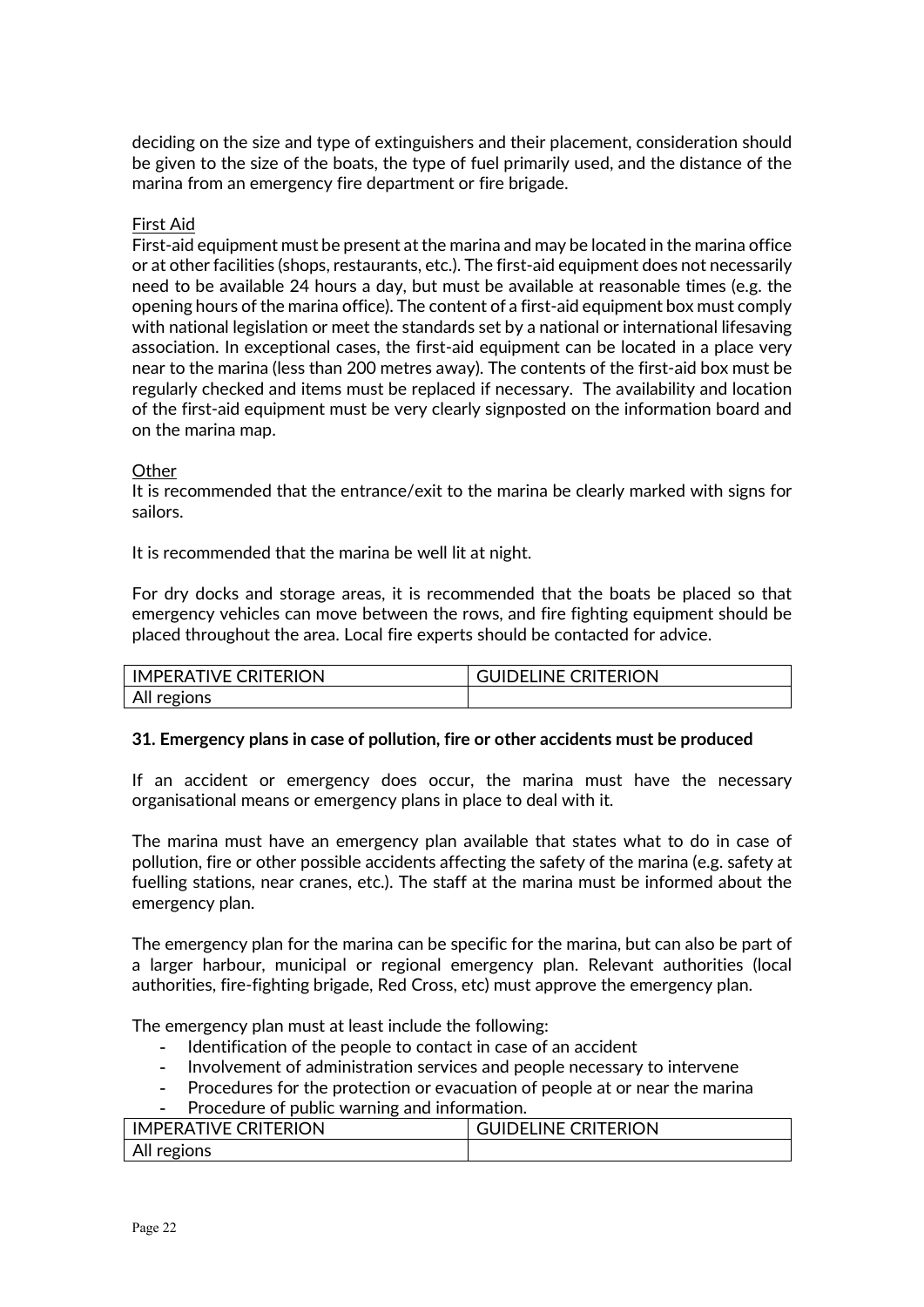deciding on the size and type of extinguishers and their placement, consideration should be given to the size of the boats, the type of fuel primarily used, and the distance of the marina from an emergency fire department or fire brigade.

First Aid

First-aid equipment must be present at the marina and may be located in the marina office or at other facilities (shops, restaurants, etc.). The first-aid equipment does not necessarily need to be available 24 hours a day, but must be available at reasonable times (e.g. the opening hours of the marina office). The content of a first-aid equipment box must comply with national legislation or meet the standards set by a national or international lifesaving association. In exceptional cases, the first-aid equipment can be located in a place very near to the marina (less than 200 metres away). The contents of the first-aid box must be regularly checked and items must be replaced if necessary. The availability and location of the first-aid equipment must be very clearly signposted on the information board and on the marina map.

Other

It is recommended that the entrance/exit to the marina be clearly marked with signs for sailors.

It is recommended that the marina be well lit at night.

For dry docks and storage areas, it is recommended that the boats be placed so that emergency vehicles can move between the rows, and fire fighting equipment should be placed throughout the area. Local fire experts should be contacted for advice.

| IMPERATIVE CRITERION | GUIDELINE CRITERION |
| --- | --- |
| All regions | |

**31. Emergency plans in case of pollution, fire or other accidents must be produced**

If an accident or emergency does occur, the marina must have the necessary organisational means or emergency plans in place to deal with it.

The marina must have an emergency plan available that states what to do in case of pollution, fire or other possible accidents affecting the safety of the marina (e.g. safety at fuelling stations, near cranes, etc.). The staff at the marina must be informed about the emergency plan.

The emergency plan for the marina can be specific for the marina, but can also be part of a larger harbour, municipal or regional emergency plan. Relevant authorities (local authorities, fire-fighting brigade, Red Cross, etc) must approve the emergency plan.

The emergency plan must at least include the following:

- Identification of the people to contact in case of an accident
- Involvement of administration services and people necessary to intervene
- Procedures for the protection or evacuation of people at or near the marina
- Procedure of public warning and information.

| IMPERATIVE CRITERION | GUIDELINE CRITERION |
| --- | --- |
| All regions | |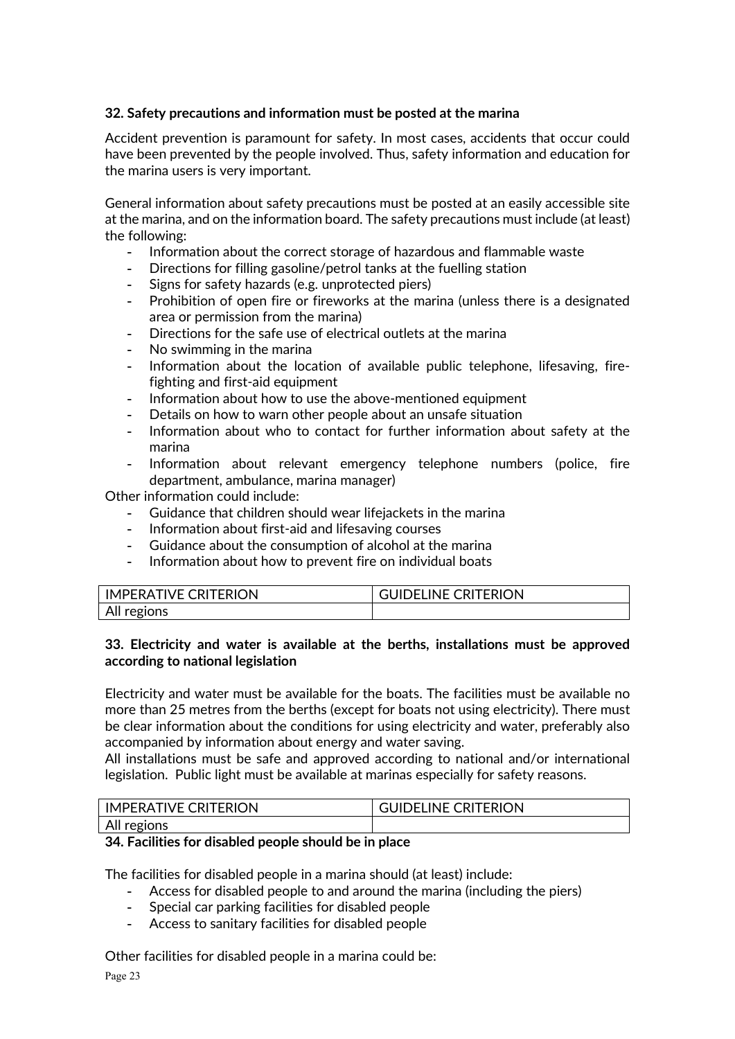**32. Safety precautions and information must be posted at the marina**

Accident prevention is paramount for safety. In most cases, accidents that occur could have been prevented by the people involved. Thus, safety information and education for the marina users is very important.

General information about safety precautions must be posted at an easily accessible site at the marina, and on the information board. The safety precautions must include (at least) the following:

- Information about the correct storage of hazardous and flammable waste
- Directions for filling gasoline/petrol tanks at the fuelling station
- Signs for safety hazards (e.g. unprotected piers)
- Prohibition of open fire or fireworks at the marina (unless there is a designated area or permission from the marina)
- Directions for the safe use of electrical outlets at the marina
- No swimming in the marina
- Information about the location of available public telephone, lifesaving, fire-fighting and first-aid equipment
- Information about how to use the above-mentioned equipment
- Details on how to warn other people about an unsafe situation
- Information about who to contact for further information about safety at the marina
- Information about relevant emergency telephone numbers (police, fire department, ambulance, marina manager)

Other information could include:

- Guidance that children should wear lifejackets in the marina
- Information about first-aid and lifesaving courses
- Guidance about the consumption of alcohol at the marina
- Information about how to prevent fire on individual boats

| IMPERATIVE CRITERION | GUIDELINE CRITERION |
|---|---|
| All regions | |

**33. Electricity and water is available at the berths, installations must be approved according to national legislation**

Electricity and water must be available for the boats. The facilities must be available no more than 25 metres from the berths (except for boats not using electricity). There must be clear information about the conditions for using electricity and water, preferably also accompanied by information about energy and water saving.
All installations must be safe and approved according to national and/or international legislation. Public light must be available at marinas especially for safety reasons.

| IMPERATIVE CRITERION | GUIDELINE CRITERION |
|---|---|
| All regions | |

**34. Facilities for disabled people should be in place**

The facilities for disabled people in a marina should (at least) include:

- Access for disabled people to and around the marina (including the piers)
- Special car parking facilities for disabled people
- Access to sanitary facilities for disabled people

Other facilities for disabled people in a marina could be: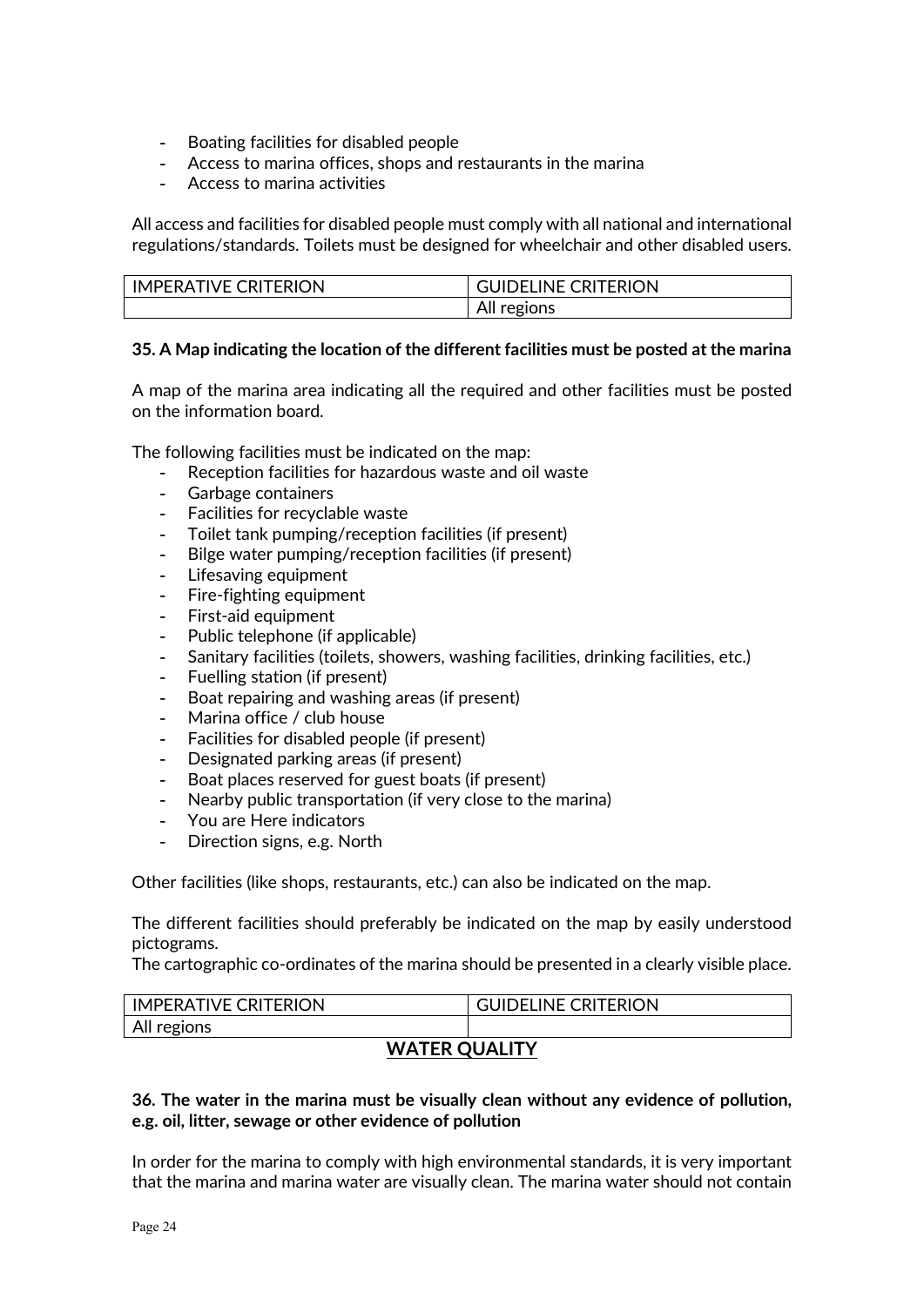- Boating facilities for disabled people
- Access to marina offices, shops and restaurants in the marina
- Access to marina activities

All access and facilities for disabled people must comply with all national and international regulations/standards. Toilets must be designed for wheelchair and other disabled users.

| IMPERATIVE CRITERION | GUIDELINE CRITERION |
|---|---|
| | All regions |

**35. A Map indicating the location of the different facilities must be posted at the marina**

A map of the marina area indicating all the required and other facilities must be posted on the information board.

The following facilities must be indicated on the map:

- Reception facilities for hazardous waste and oil waste
- Garbage containers
- Facilities for recyclable waste
- Toilet tank pumping/reception facilities (if present)
- Bilge water pumping/reception facilities (if present)
- Lifesaving equipment
- Fire-fighting equipment
- First-aid equipment
- Public telephone (if applicable)
- Sanitary facilities (toilets, showers, washing facilities, drinking facilities, etc.)
- Fuelling station (if present)
- Boat repairing and washing areas (if present)
- Marina office / club house
- Facilities for disabled people (if present)
- Designated parking areas (if present)
- Boat places reserved for guest boats (if present)
- Nearby public transportation (if very close to the marina)
- You are Here indicators
- Direction signs, e.g. North

Other facilities (like shops, restaurants, etc.) can also be indicated on the map.

The different facilities should preferably be indicated on the map by easily understood pictograms.
The cartographic co-ordinates of the marina should be presented in a clearly visible place.

| IMPERATIVE CRITERION | GUIDELINE CRITERION |
|---|---|
| All regions | |

## WATER QUALITY

**36. The water in the marina must be visually clean without any evidence of pollution, e.g. oil, litter, sewage or other evidence of pollution**

In order for the marina to comply with high environmental standards, it is very important that the marina and marina water are visually clean. The marina water should not contain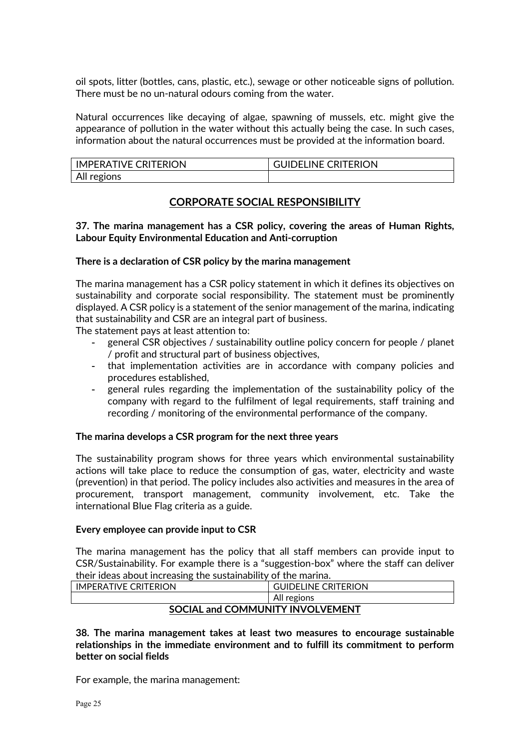oil spots, litter (bottles, cans, plastic, etc.), sewage or other noticeable signs of pollution. There must be no un-natural odours coming from the water.

Natural occurrences like decaying of algae, spawning of mussels, etc. might give the appearance of pollution in the water without this actually being the case. In such cases, information about the natural occurrences must be provided at the information board.

| IMPERATIVE CRITERION | GUIDELINE CRITERION |
|---|---|
| All regions | |

## CORPORATE SOCIAL RESPONSIBILITY

**37. The marina management has a CSR policy, covering the areas of Human Rights, Labour Equity Environmental Education and Anti-corruption**

**There is a declaration of CSR policy by the marina management**

The marina management has a CSR policy statement in which it defines its objectives on sustainability and corporate social responsibility. The statement must be prominently displayed. A CSR policy is a statement of the senior management of the marina, indicating that sustainability and CSR are an integral part of business.
The statement pays at least attention to:

- general CSR objectives / sustainability outline policy concern for people / planet / profit and structural part of business objectives,
- that implementation activities are in accordance with company policies and procedures established,
- general rules regarding the implementation of the sustainability policy of the company with regard to the fulfilment of legal requirements, staff training and recording / monitoring of the environmental performance of the company.

**The marina develops a CSR program for the next three years**

The sustainability program shows for three years which environmental sustainability actions will take place to reduce the consumption of gas, water, electricity and waste (prevention) in that period. The policy includes also activities and measures in the area of procurement, transport management, community involvement, etc. Take the international Blue Flag criteria as a guide.

**Every employee can provide input to CSR**

The marina management has the policy that all staff members can provide input to CSR/Sustainability. For example there is a "suggestion-box" where the staff can deliver their ideas about increasing the sustainability of the marina.

| IMPERATIVE CRITERION | GUIDELINE CRITERION |
|---|---|
| | All regions |

## SOCIAL and COMMUNITY INVOLVEMENT

**38. The marina management takes at least two measures to encourage sustainable relationships in the immediate environment and to fulfill its commitment to perform better on social fields**

For example, the marina management: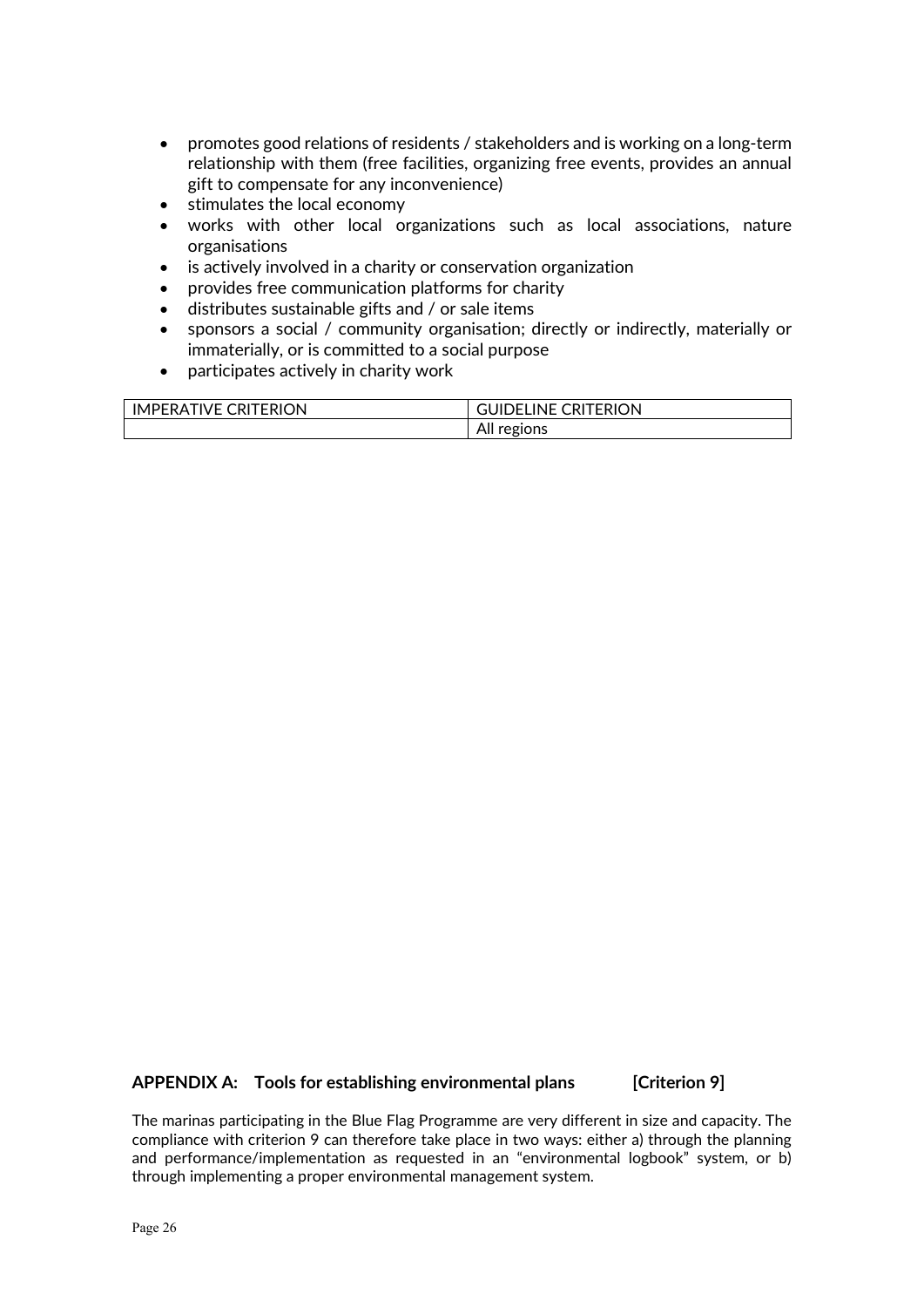- promotes good relations of residents / stakeholders and is working on a long-term relationship with them (free facilities, organizing free events, provides an annual gift to compensate for any inconvenience)
- stimulates the local economy
- works with other local organizations such as local associations, nature organisations
- is actively involved in a charity or conservation organization
- provides free communication platforms for charity
- distributes sustainable gifts and / or sale items
- sponsors a social / community organisation; directly or indirectly, materially or immaterially, or is committed to a social purpose
- participates actively in charity work

| IMPERATIVE CRITERION | GUIDELINE CRITERION |
| --- | --- |
| | All regions |

## APPENDIX A: Tools for establishing environmental plans [Criterion 9]

The marinas participating in the Blue Flag Programme are very different in size and capacity. The compliance with criterion 9 can therefore take place in two ways: either a) through the planning and performance/implementation as requested in an "environmental logbook" system, or b) through implementing a proper environmental management system.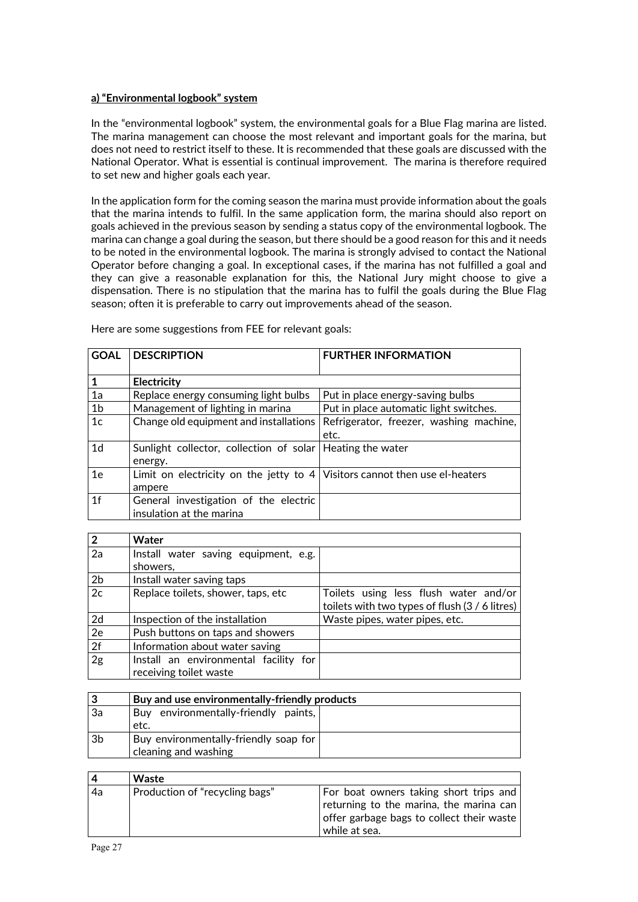**a) "Environmental logbook" system**

In the "environmental logbook" system, the environmental goals for a Blue Flag marina are listed. The marina management can choose the most relevant and important goals for the marina, but does not need to restrict itself to these. It is recommended that these goals are discussed with the National Operator. What is essential is continual improvement. The marina is therefore required to set new and higher goals each year.

In the application form for the coming season the marina must provide information about the goals that the marina intends to fulfil. In the same application form, the marina should also report on goals achieved in the previous season by sending a status copy of the environmental logbook. The marina can change a goal during the season, but there should be a good reason for this and it needs to be noted in the environmental logbook. The marina is strongly advised to contact the National Operator before changing a goal. In exceptional cases, if the marina has not fulfilled a goal and they can give a reasonable explanation for this, the National Jury might choose to give a dispensation. There is no stipulation that the marina has to fulfil the goals during the Blue Flag season; often it is preferable to carry out improvements ahead of the season.

Here are some suggestions from FEE for relevant goals:

| GOAL | DESCRIPTION | FURTHER INFORMATION |
|---|---|---|
| **1** | **Electricity** | |
| 1a | Replace energy consuming light bulbs | Put in place energy-saving bulbs |
| 1b | Management of lighting in marina | Put in place automatic light switches. |
| 1c | Change old equipment and installations | Refrigerator, freezer, washing machine, etc. |
| 1d | Sunlight collector, collection of solar energy. | Heating the water |
| 1e | Limit on electricity on the jetty to 4 ampere | Visitors cannot then use el-heaters |
| 1f | General investigation of the electric insulation at the marina | |

| **2** | **Water** | |
|---|---|---|
| 2a | Install water saving equipment, e.g. showers, | |
| 2b | Install water saving taps | |
| 2c | Replace toilets, shower, taps, etc | Toilets using less flush water and/or toilets with two types of flush (3 / 6 litres) |
| 2d | Inspection of the installation | Waste pipes, water pipes, etc. |
| 2e | Push buttons on taps and showers | |
| 2f | Information about water saving | |
| 2g | Install an environmental facility for receiving toilet waste | |

| **3** | **Buy and use environmentally-friendly products** | |
|---|---|---|
| 3a | Buy environmentally-friendly paints, etc. | |
| 3b | Buy environmentally-friendly soap for cleaning and washing | |

| **4** | **Waste** | |
|---|---|---|
| 4a | Production of "recycling bags" | For boat owners taking short trips and returning to the marina, the marina can offer garbage bags to collect their waste while at sea. |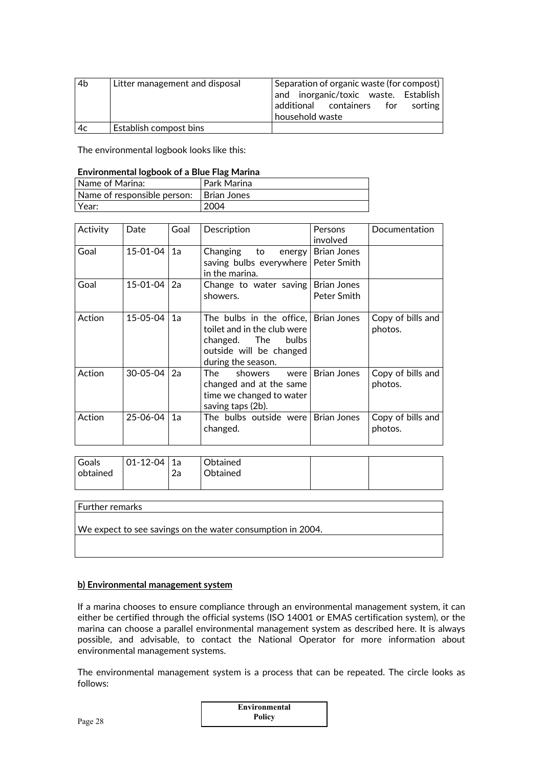| 4b | Litter management and disposal | Separation of organic waste (for compost) and inorganic/toxic waste. Establish additional containers for sorting household waste |
|---|---|---|
| 4c | Establish compost bins | |

The environmental logbook looks like this:

**Environmental logbook of a Blue Flag Marina**

| Name of Marina: | Park Marina |
|---|---|
| Name of responsible person: | Brian Jones |
| Year: | 2004 |

| Activity | Date | Goal | Description | Persons involved | Documentation |
|---|---|---|---|---|---|
| Goal | 15-01-04 | 1a | Changing to energy saving bulbs everywhere in the marina. | Brian Jones Peter Smith | |
| Goal | 15-01-04 | 2a | Change to water saving showers. | Brian Jones Peter Smith | |
| Action | 15-05-04 | 1a | The bulbs in the office, toilet and in the club were changed. The bulbs outside will be changed during the season. | Brian Jones | Copy of bills and photos. |
| Action | 30-05-04 | 2a | The showers were changed and at the same time we changed to water saving taps (2b). | Brian Jones | Copy of bills and photos. |
| Action | 25-06-04 | 1a | The bulbs outside were changed. | Brian Jones | Copy of bills and photos. |
| Goals obtained | 01-12-04 | 1a<br>2a | Obtained<br>Obtained | | |

| Further remarks |
|---|
| We expect to see savings on the water consumption in 2004. |
| |

**b) Environmental management system**

If a marina chooses to ensure compliance through an environmental management system, it can either be certified through the official systems (ISO 14001 or EMAS certification system), or the marina can choose a parallel environmental management system as described here. It is always possible, and advisable, to contact the National Operator for more information about environmental management systems.

The environmental management system is a process that can be repeated. The circle looks as follows:

**Environmental Policy**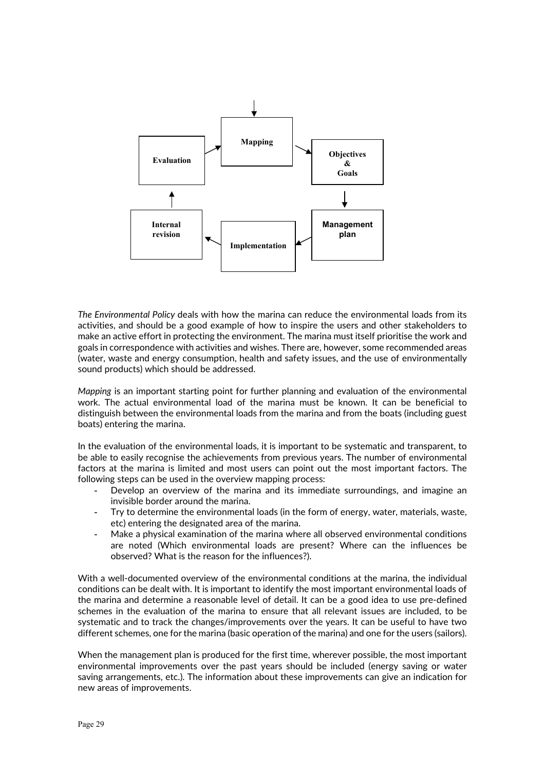Mapping → Objectives & Goals → Management plan → Implementation → Internal revision → Evaluation → Mapping

*The Environmental Policy* deals with how the marina can reduce the environmental loads from its activities, and should be a good example of how to inspire the users and other stakeholders to make an active effort in protecting the environment. The marina must itself prioritise the work and goals in correspondence with activities and wishes. There are, however, some recommended areas (water, waste and energy consumption, health and safety issues, and the use of environmentally sound products) which should be addressed.

*Mapping* is an important starting point for further planning and evaluation of the environmental work. The actual environmental load of the marina must be known. It can be beneficial to distinguish between the environmental loads from the marina and from the boats (including guest boats) entering the marina.

In the evaluation of the environmental loads, it is important to be systematic and transparent, to be able to easily recognise the achievements from previous years. The number of environmental factors at the marina is limited and most users can point out the most important factors. The following steps can be used in the overview mapping process:

- Develop an overview of the marina and its immediate surroundings, and imagine an invisible border around the marina.
- Try to determine the environmental loads (in the form of energy, water, materials, waste, etc) entering the designated area of the marina.
- Make a physical examination of the marina where all observed environmental conditions are noted (Which environmental loads are present? Where can the influences be observed? What is the reason for the influences?).

With a well-documented overview of the environmental conditions at the marina, the individual conditions can be dealt with. It is important to identify the most important environmental loads of the marina and determine a reasonable level of detail. It can be a good idea to use pre-defined schemes in the evaluation of the marina to ensure that all relevant issues are included, to be systematic and to track the changes/improvements over the years. It can be useful to have two different schemes, one for the marina (basic operation of the marina) and one for the users (sailors).

When the management plan is produced for the first time, wherever possible, the most important environmental improvements over the past years should be included (energy saving or water saving arrangements, etc.). The information about these improvements can give an indication for new areas of improvements.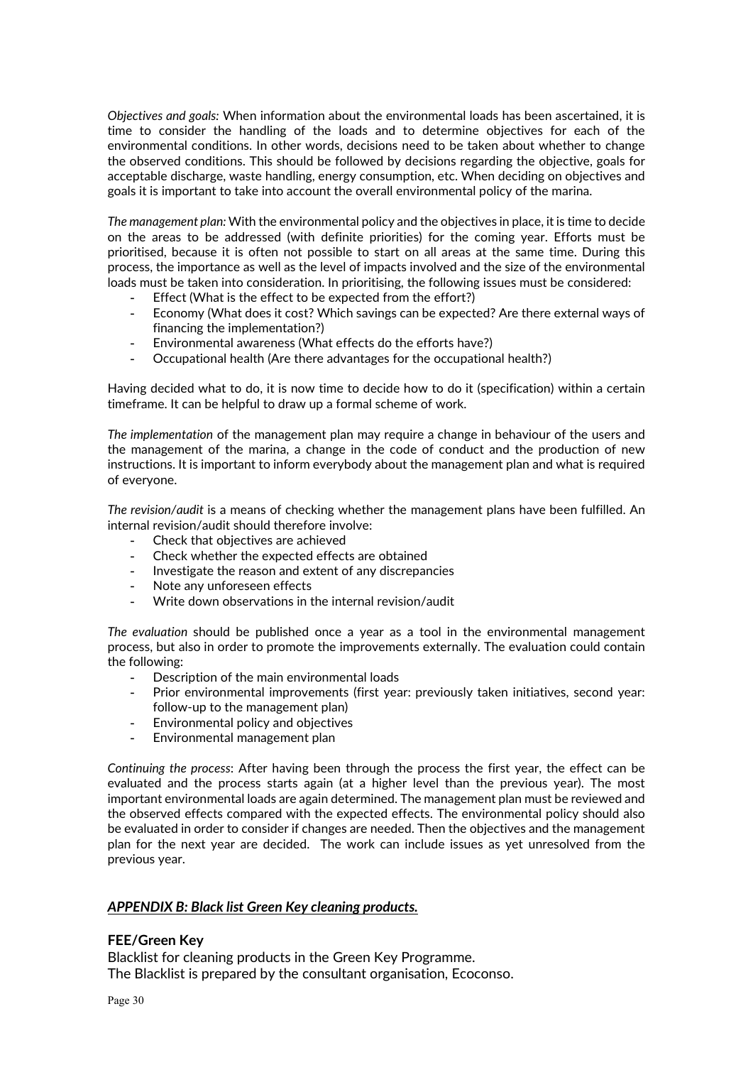*Objectives and goals:* When information about the environmental loads has been ascertained, it is time to consider the handling of the loads and to determine objectives for each of the environmental conditions. In other words, decisions need to be taken about whether to change the observed conditions. This should be followed by decisions regarding the objective, goals for acceptable discharge, waste handling, energy consumption, etc. When deciding on objectives and goals it is important to take into account the overall environmental policy of the marina.

*The management plan:* With the environmental policy and the objectives in place, it is time to decide on the areas to be addressed (with definite priorities) for the coming year. Efforts must be prioritised, because it is often not possible to start on all areas at the same time. During this process, the importance as well as the level of impacts involved and the size of the environmental loads must be taken into consideration. In prioritising, the following issues must be considered:

- Effect (What is the effect to be expected from the effort?)
- Economy (What does it cost? Which savings can be expected? Are there external ways of financing the implementation?)
- Environmental awareness (What effects do the efforts have?)
- Occupational health (Are there advantages for the occupational health?)

Having decided what to do, it is now time to decide how to do it (specification) within a certain timeframe. It can be helpful to draw up a formal scheme of work.

*The implementation* of the management plan may require a change in behaviour of the users and the management of the marina, a change in the code of conduct and the production of new instructions. It is important to inform everybody about the management plan and what is required of everyone.

*The revision/audit* is a means of checking whether the management plans have been fulfilled. An internal revision/audit should therefore involve:

- Check that objectives are achieved
- Check whether the expected effects are obtained
- Investigate the reason and extent of any discrepancies
- Note any unforeseen effects
- Write down observations in the internal revision/audit

*The evaluation* should be published once a year as a tool in the environmental management process, but also in order to promote the improvements externally. The evaluation could contain the following:

- Description of the main environmental loads
- Prior environmental improvements (first year: previously taken initiatives, second year: follow-up to the management plan)
- Environmental policy and objectives
- Environmental management plan

*Continuing the process*: After having been through the process the first year, the effect can be evaluated and the process starts again (at a higher level than the previous year). The most important environmental loads are again determined. The management plan must be reviewed and the observed effects compared with the expected effects. The environmental policy should also be evaluated in order to consider if changes are needed. Then the objectives and the management plan for the next year are decided. The work can include issues as yet unresolved from the previous year.

## ***APPENDIX B: Black list Green Key cleaning products.***

**FEE/Green Key**

Blacklist for cleaning products in the Green Key Programme.
The Blacklist is prepared by the consultant organisation, Ecoconso.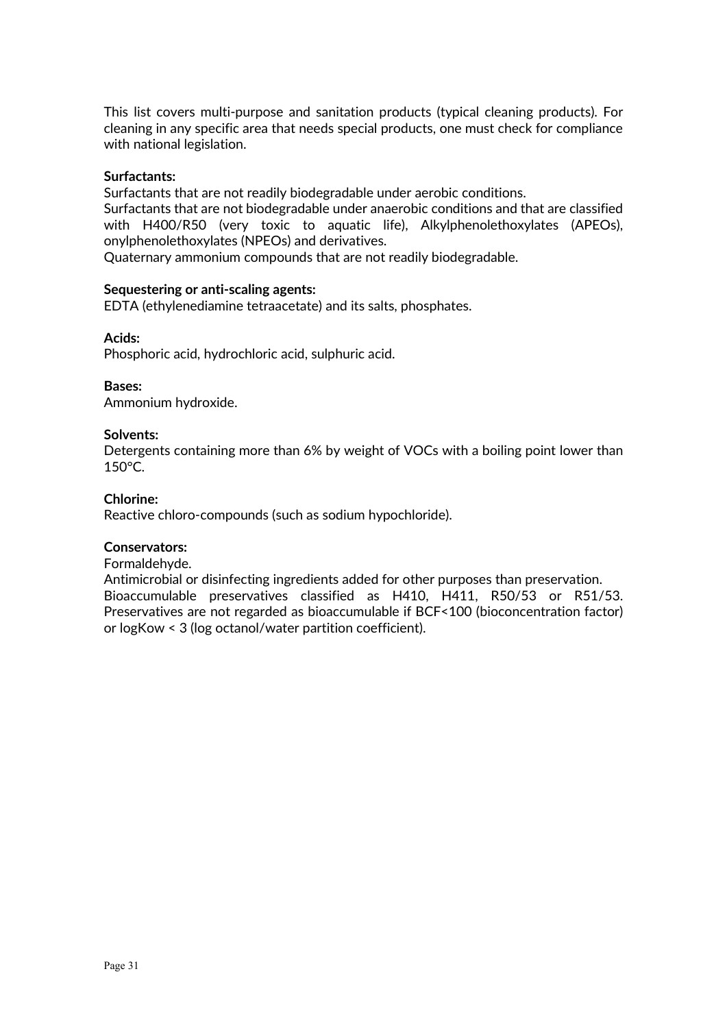This list covers multi-purpose and sanitation products (typical cleaning products). For cleaning in any specific area that needs special products, one must check for compliance with national legislation.

**Surfactants:**
Surfactants that are not readily biodegradable under aerobic conditions.
Surfactants that are not biodegradable under anaerobic conditions and that are classified with H400/R50 (very toxic to aquatic life), Alkylphenolethoxylates (APEOs), onylphenolethoxylates (NPEOs) and derivatives.
Quaternary ammonium compounds that are not readily biodegradable.

**Sequestering or anti-scaling agents:**
EDTA (ethylenediamine tetraacetate) and its salts, phosphates.

**Acids:**
Phosphoric acid, hydrochloric acid, sulphuric acid.

**Bases:**
Ammonium hydroxide.

**Solvents:**
Detergents containing more than 6% by weight of VOCs with a boiling point lower than 150°C.

**Chlorine:**
Reactive chloro-compounds (such as sodium hypochloride).

**Conservators:**
Formaldehyde.
Antimicrobial or disinfecting ingredients added for other purposes than preservation.
Bioaccumulable preservatives classified as H410, H411, R50/53 or R51/53. Preservatives are not regarded as bioaccumulable if BCF<100 (bioconcentration factor) or logKow < 3 (log octanol/water partition coefficient).